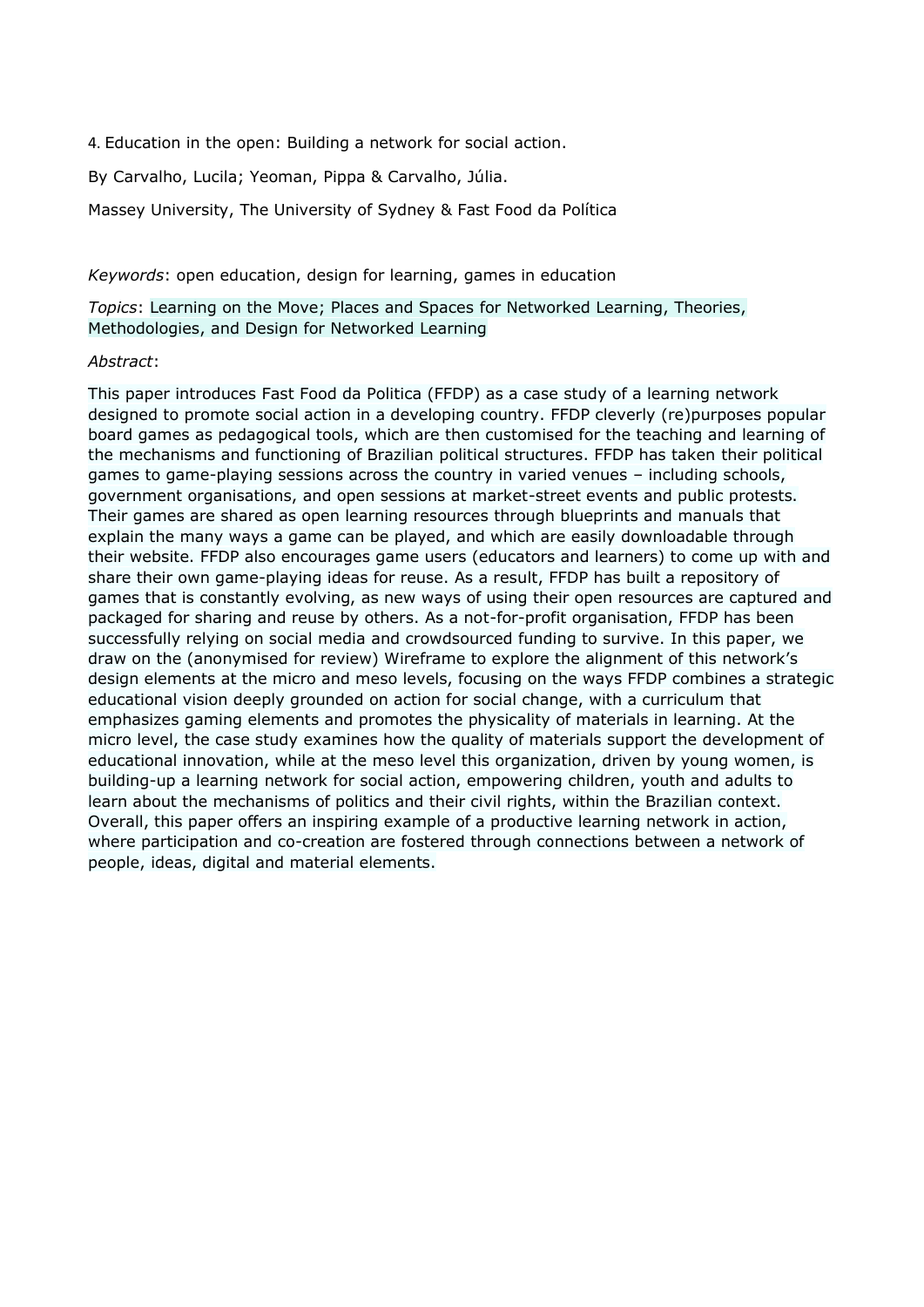4. Education in the open: Building a network for social action.

By Carvalho, Lucila; Yeoman, Pippa & Carvalho, Júlia.

Massey University, The University of Sydney & Fast Food da Política

*Keywords*: open education, design for learning, games in education

*Topics*: Learning on the Move; Places and Spaces for Networked Learning, Theories, Methodologies, and Design for Networked Learning

*Abstract*:

This paper introduces Fast Food da Politica (FFDP) as a case study of a learning network designed to promote social action in a developing country. FFDP cleverly (re)purposes popular board games as pedagogical tools, which are then customised for the teaching and learning of the mechanisms and functioning of Brazilian political structures. FFDP has taken their political games to game-playing sessions across the country in varied venues – including schools, government organisations, and open sessions at market-street events and public protests. Their games are shared as open learning resources through blueprints and manuals that explain the many ways a game can be played, and which are easily downloadable through their website. FFDP also encourages game users (educators and learners) to come up with and share their own game-playing ideas for reuse. As a result, FFDP has built a repository of games that is constantly evolving, as new ways of using their open resources are captured and packaged for sharing and reuse by others. As a not-for-profit organisation, FFDP has been successfully relying on social media and crowdsourced funding to survive. In this paper, we draw on the (anonymised for review) Wireframe to explore the alignment of this network's design elements at the micro and meso levels, focusing on the ways FFDP combines a strategic educational vision deeply grounded on action for social change, with a curriculum that emphasizes gaming elements and promotes the physicality of materials in learning. At the micro level, the case study examines how the quality of materials support the development of educational innovation, while at the meso level this organization, driven by young women, is building-up a learning network for social action, empowering children, youth and adults to learn about the mechanisms of politics and their civil rights, within the Brazilian context. Overall, this paper offers an inspiring example of a productive learning network in action, where participation and co-creation are fostered through connections between a network of people, ideas, digital and material elements.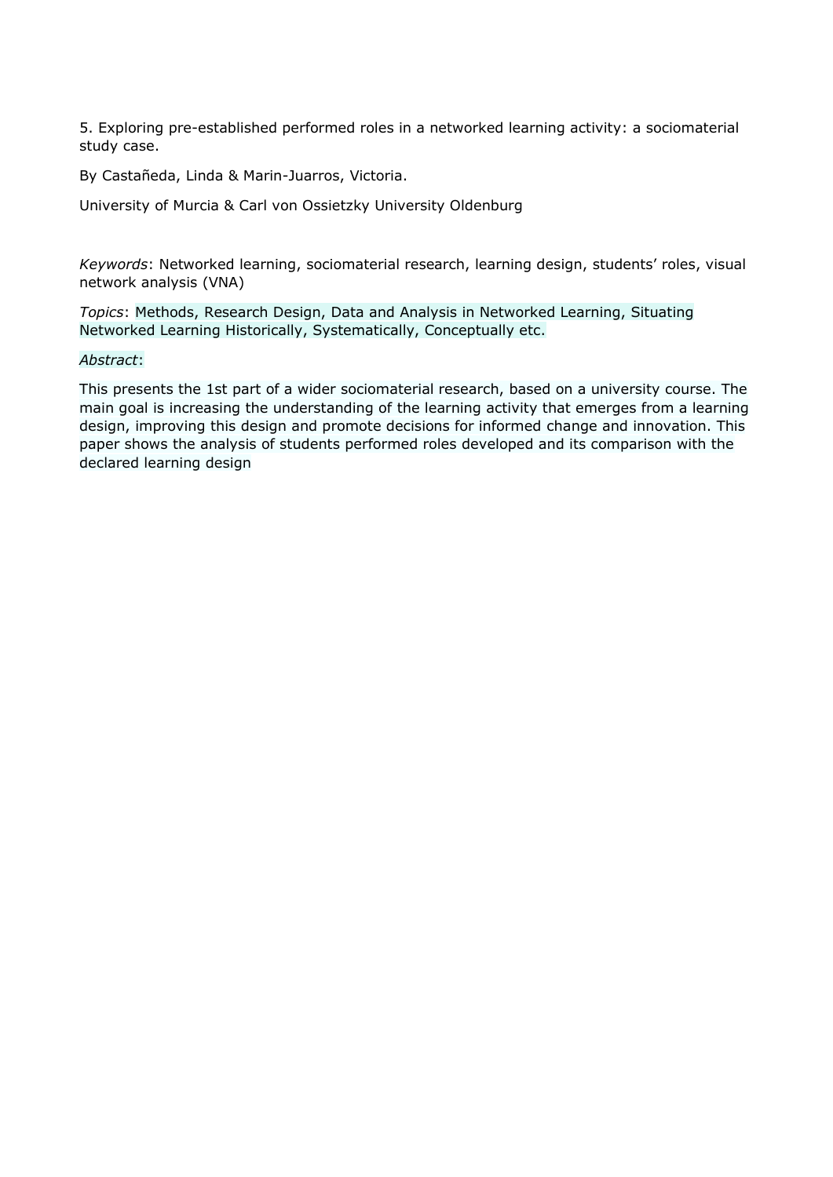5. Exploring pre-established performed roles in a networked learning activity: a sociomaterial study case.

By Castañeda, Linda & Marin-Juarros, Victoria.

University of Murcia & Carl von Ossietzky University Oldenburg

*Keywords*: Networked learning, sociomaterial research, learning design, students' roles, visual network analysis (VNA)

*Topics*: Methods, Research Design, Data and Analysis in Networked Learning, Situating Networked Learning Historically, Systematically, Conceptually etc.

*Abstract*:

This presents the 1st part of a wider sociomaterial research, based on a university course. The main goal is increasing the understanding of the learning activity that emerges from a learning design, improving this design and promote decisions for informed change and innovation. This paper shows the analysis of students performed roles developed and its comparison with the declared learning design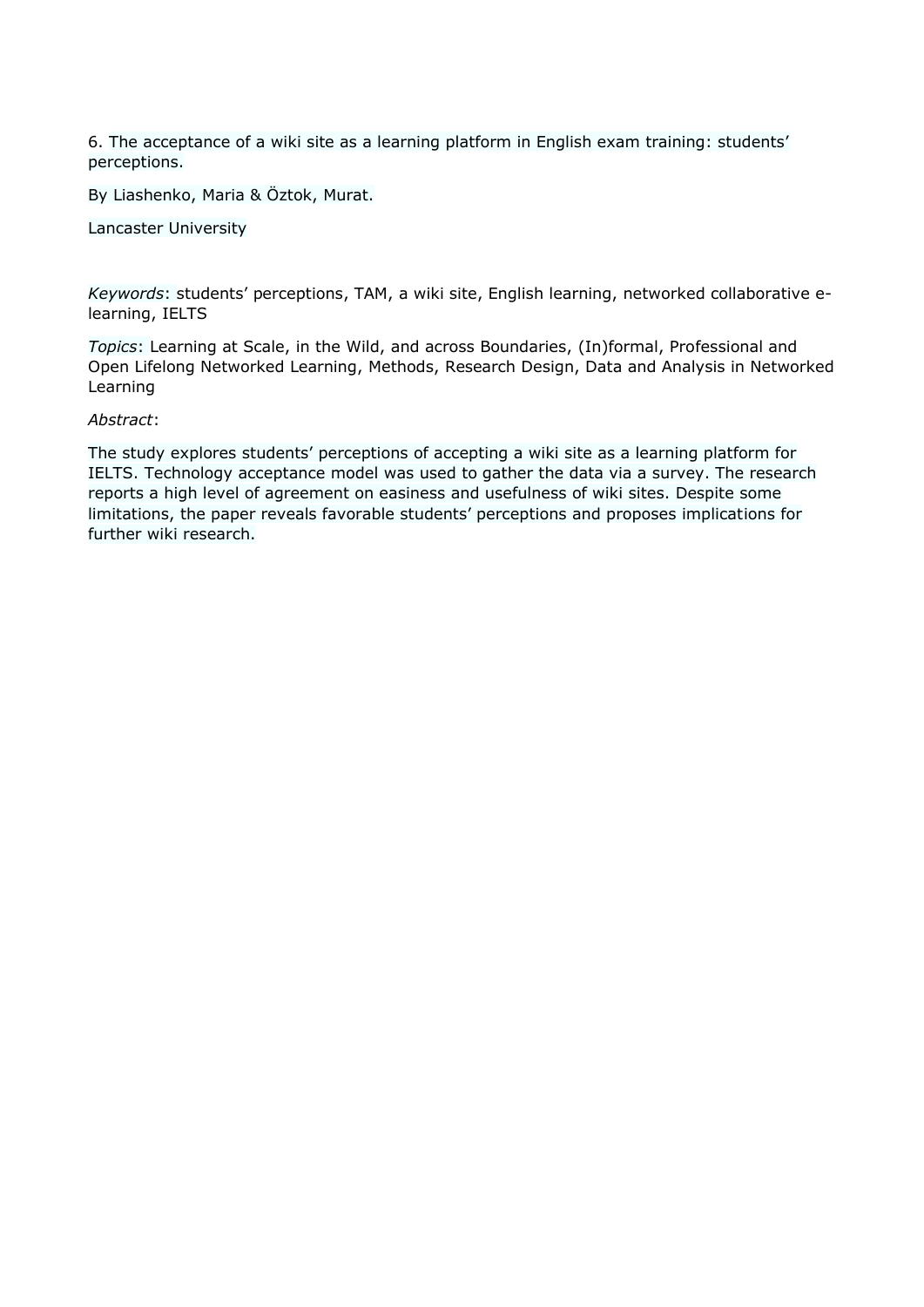6. The acceptance of a wiki site as a learning platform in English exam training: students' perceptions.

By Liashenko, Maria & Öztok, Murat.

Lancaster University

*Keywords*: students' perceptions, TAM, a wiki site, English learning, networked collaborative e-learning, IELTS

*Topics*: Learning at Scale, in the Wild, and across Boundaries, (In)formal, Professional and Open Lifelong Networked Learning, Methods, Research Design, Data and Analysis in Networked Learning

*Abstract*:

The study explores students' perceptions of accepting a wiki site as a learning platform for IELTS. Technology acceptance model was used to gather the data via a survey. The research reports a high level of agreement on easiness and usefulness of wiki sites. Despite some limitations, the paper reveals favorable students' perceptions and proposes implications for further wiki research.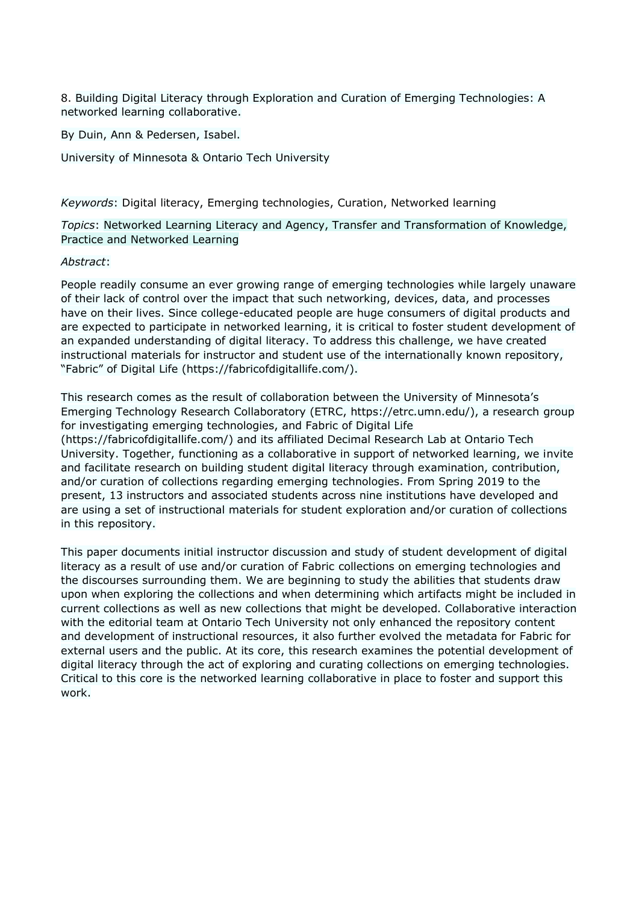8. Building Digital Literacy through Exploration and Curation of Emerging Technologies: A networked learning collaborative.

By Duin, Ann & Pedersen, Isabel.

University of Minnesota & Ontario Tech University

*Keywords*: Digital literacy, Emerging technologies, Curation, Networked learning

*Topics*: Networked Learning Literacy and Agency, Transfer and Transformation of Knowledge, Practice and Networked Learning

*Abstract*:

People readily consume an ever growing range of emerging technologies while largely unaware of their lack of control over the impact that such networking, devices, data, and processes have on their lives. Since college-educated people are huge consumers of digital products and are expected to participate in networked learning, it is critical to foster student development of an expanded understanding of digital literacy. To address this challenge, we have created instructional materials for instructor and student use of the internationally known repository, "Fabric" of Digital Life (https://fabricofdigitallife.com/).

This research comes as the result of collaboration between the University of Minnesota's Emerging Technology Research Collaboratory (ETRC, https://etrc.umn.edu/), a research group for investigating emerging technologies, and Fabric of Digital Life (https://fabricofdigitallife.com/) and its affiliated Decimal Research Lab at Ontario Tech University. Together, functioning as a collaborative in support of networked learning, we invite and facilitate research on building student digital literacy through examination, contribution, and/or curation of collections regarding emerging technologies. From Spring 2019 to the present, 13 instructors and associated students across nine institutions have developed and are using a set of instructional materials for student exploration and/or curation of collections in this repository.

This paper documents initial instructor discussion and study of student development of digital literacy as a result of use and/or curation of Fabric collections on emerging technologies and the discourses surrounding them. We are beginning to study the abilities that students draw upon when exploring the collections and when determining which artifacts might be included in current collections as well as new collections that might be developed. Collaborative interaction with the editorial team at Ontario Tech University not only enhanced the repository content and development of instructional resources, it also further evolved the metadata for Fabric for external users and the public. At its core, this research examines the potential development of digital literacy through the act of exploring and curating collections on emerging technologies. Critical to this core is the networked learning collaborative in place to foster and support this work.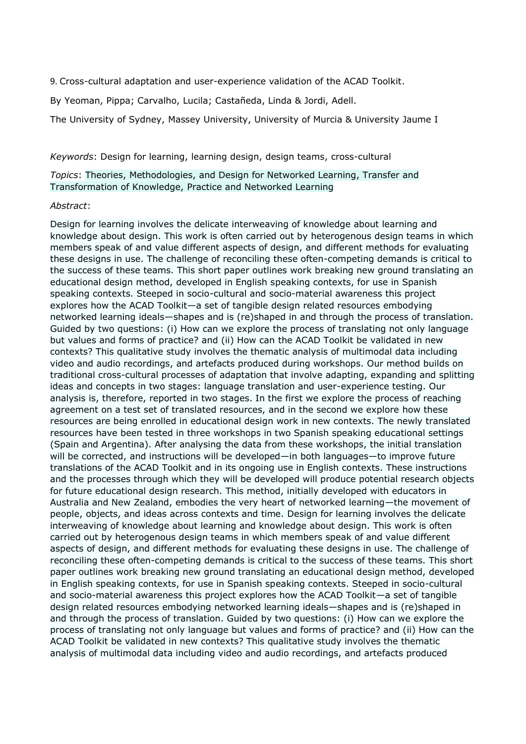9. Cross-cultural adaptation and user-experience validation of the ACAD Toolkit.

By Yeoman, Pippa; Carvalho, Lucila; Castañeda, Linda & Jordi, Adell.

The University of Sydney, Massey University, University of Murcia & University Jaume I

*Keywords*: Design for learning, learning design, design teams, cross-cultural

*Topics*: Theories, Methodologies, and Design for Networked Learning, Transfer and Transformation of Knowledge, Practice and Networked Learning

*Abstract*:

Design for learning involves the delicate interweaving of knowledge about learning and knowledge about design. This work is often carried out by heterogenous design teams in which members speak of and value different aspects of design, and different methods for evaluating these designs in use. The challenge of reconciling these often-competing demands is critical to the success of these teams. This short paper outlines work breaking new ground translating an educational design method, developed in English speaking contexts, for use in Spanish speaking contexts. Steeped in socio-cultural and socio-material awareness this project explores how the ACAD Toolkit—a set of tangible design related resources embodying networked learning ideals—shapes and is (re)shaped in and through the process of translation. Guided by two questions: (i) How can we explore the process of translating not only language but values and forms of practice? and (ii) How can the ACAD Toolkit be validated in new contexts? This qualitative study involves the thematic analysis of multimodal data including video and audio recordings, and artefacts produced during workshops. Our method builds on traditional cross-cultural processes of adaptation that involve adapting, expanding and splitting ideas and concepts in two stages: language translation and user-experience testing. Our analysis is, therefore, reported in two stages. In the first we explore the process of reaching agreement on a test set of translated resources, and in the second we explore how these resources are being enrolled in educational design work in new contexts. The newly translated resources have been tested in three workshops in two Spanish speaking educational settings (Spain and Argentina). After analysing the data from these workshops, the initial translation will be corrected, and instructions will be developed—in both languages—to improve future translations of the ACAD Toolkit and in its ongoing use in English contexts. These instructions and the processes through which they will be developed will produce potential research objects for future educational design research. This method, initially developed with educators in Australia and New Zealand, embodies the very heart of networked learning—the movement of people, objects, and ideas across contexts and time. Design for learning involves the delicate interweaving of knowledge about learning and knowledge about design. This work is often carried out by heterogenous design teams in which members speak of and value different aspects of design, and different methods for evaluating these designs in use. The challenge of reconciling these often-competing demands is critical to the success of these teams. This short paper outlines work breaking new ground translating an educational design method, developed in English speaking contexts, for use in Spanish speaking contexts. Steeped in socio-cultural and socio-material awareness this project explores how the ACAD Toolkit—a set of tangible design related resources embodying networked learning ideals—shapes and is (re)shaped in and through the process of translation. Guided by two questions: (i) How can we explore the process of translating not only language but values and forms of practice? and (ii) How can the ACAD Toolkit be validated in new contexts? This qualitative study involves the thematic analysis of multimodal data including video and audio recordings, and artefacts produced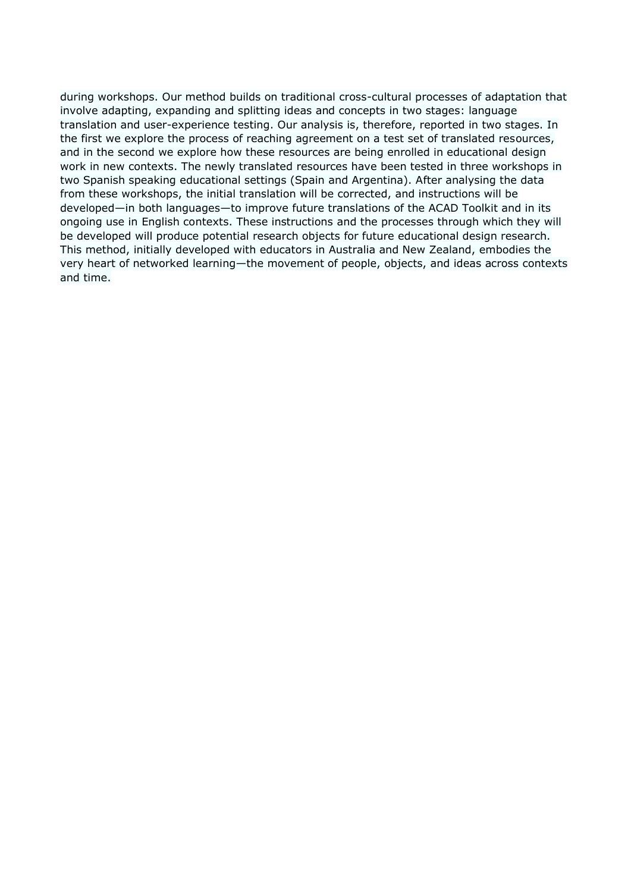during workshops. Our method builds on traditional cross-cultural processes of adaptation that involve adapting, expanding and splitting ideas and concepts in two stages: language translation and user-experience testing. Our analysis is, therefore, reported in two stages. In the first we explore the process of reaching agreement on a test set of translated resources, and in the second we explore how these resources are being enrolled in educational design work in new contexts. The newly translated resources have been tested in three workshops in two Spanish speaking educational settings (Spain and Argentina). After analysing the data from these workshops, the initial translation will be corrected, and instructions will be developed—in both languages—to improve future translations of the ACAD Toolkit and in its ongoing use in English contexts. These instructions and the processes through which they will be developed will produce potential research objects for future educational design research. This method, initially developed with educators in Australia and New Zealand, embodies the very heart of networked learning—the movement of people, objects, and ideas across contexts and time.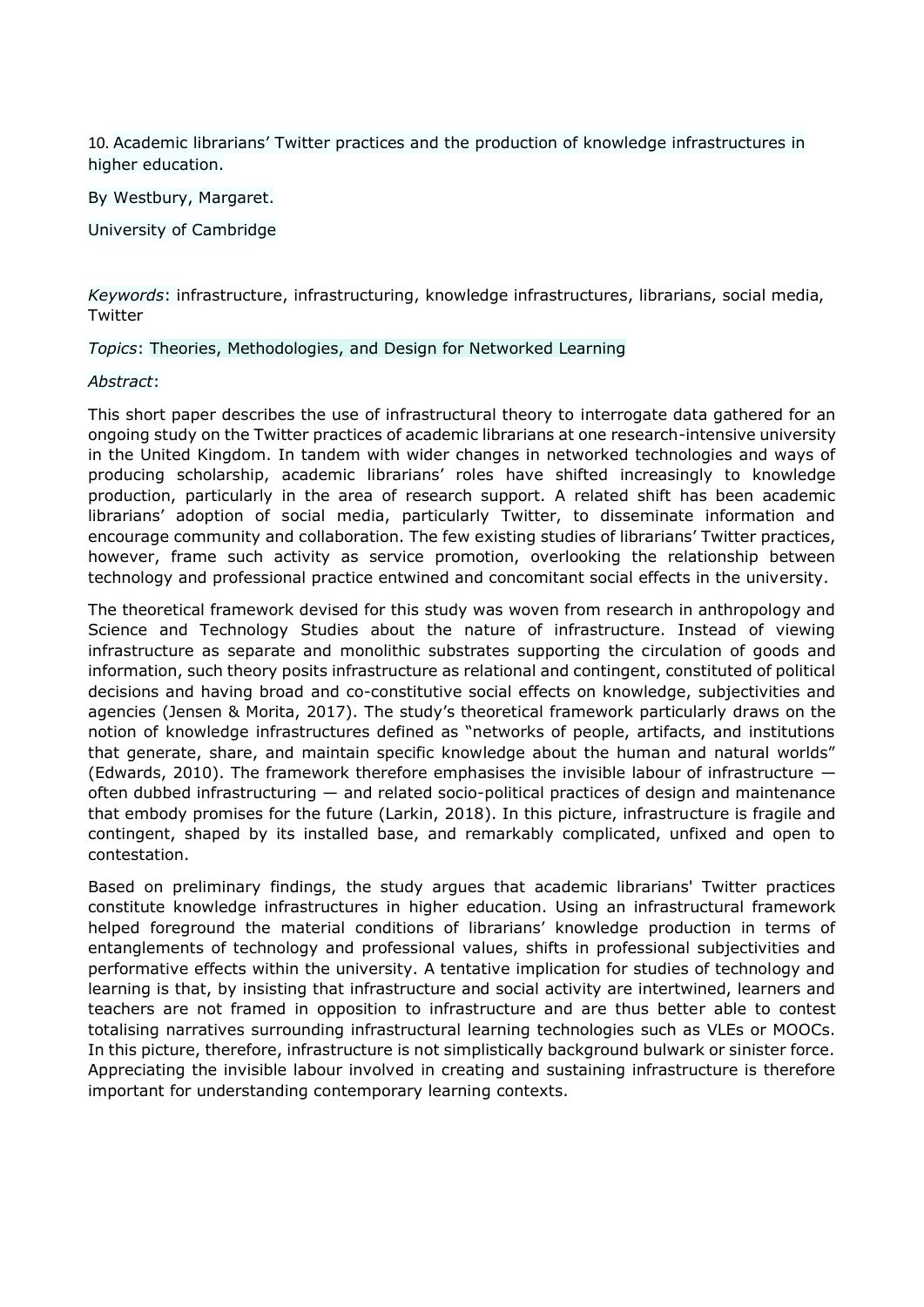10. Academic librarians' Twitter practices and the production of knowledge infrastructures in higher education.

By Westbury, Margaret.

University of Cambridge

*Keywords*: infrastructure, infrastructuring, knowledge infrastructures, librarians, social media, Twitter

*Topics*: Theories, Methodologies, and Design for Networked Learning

*Abstract*:

This short paper describes the use of infrastructural theory to interrogate data gathered for an ongoing study on the Twitter practices of academic librarians at one research-intensive university in the United Kingdom. In tandem with wider changes in networked technologies and ways of producing scholarship, academic librarians' roles have shifted increasingly to knowledge production, particularly in the area of research support. A related shift has been academic librarians' adoption of social media, particularly Twitter, to disseminate information and encourage community and collaboration. The few existing studies of librarians' Twitter practices, however, frame such activity as service promotion, overlooking the relationship between technology and professional practice entwined and concomitant social effects in the university.

The theoretical framework devised for this study was woven from research in anthropology and Science and Technology Studies about the nature of infrastructure. Instead of viewing infrastructure as separate and monolithic substrates supporting the circulation of goods and information, such theory posits infrastructure as relational and contingent, constituted of political decisions and having broad and co-constitutive social effects on knowledge, subjectivities and agencies (Jensen & Morita, 2017). The study's theoretical framework particularly draws on the notion of knowledge infrastructures defined as "networks of people, artifacts, and institutions that generate, share, and maintain specific knowledge about the human and natural worlds" (Edwards, 2010). The framework therefore emphasises the invisible labour of infrastructure — often dubbed infrastructuring — and related socio-political practices of design and maintenance that embody promises for the future (Larkin, 2018). In this picture, infrastructure is fragile and contingent, shaped by its installed base, and remarkably complicated, unfixed and open to contestation.

Based on preliminary findings, the study argues that academic librarians' Twitter practices constitute knowledge infrastructures in higher education. Using an infrastructural framework helped foreground the material conditions of librarians' knowledge production in terms of entanglements of technology and professional values, shifts in professional subjectivities and performative effects within the university. A tentative implication for studies of technology and learning is that, by insisting that infrastructure and social activity are intertwined, learners and teachers are not framed in opposition to infrastructure and are thus better able to contest totalising narratives surrounding infrastructural learning technologies such as VLEs or MOOCs. In this picture, therefore, infrastructure is not simplistically background bulwark or sinister force. Appreciating the invisible labour involved in creating and sustaining infrastructure is therefore important for understanding contemporary learning contexts.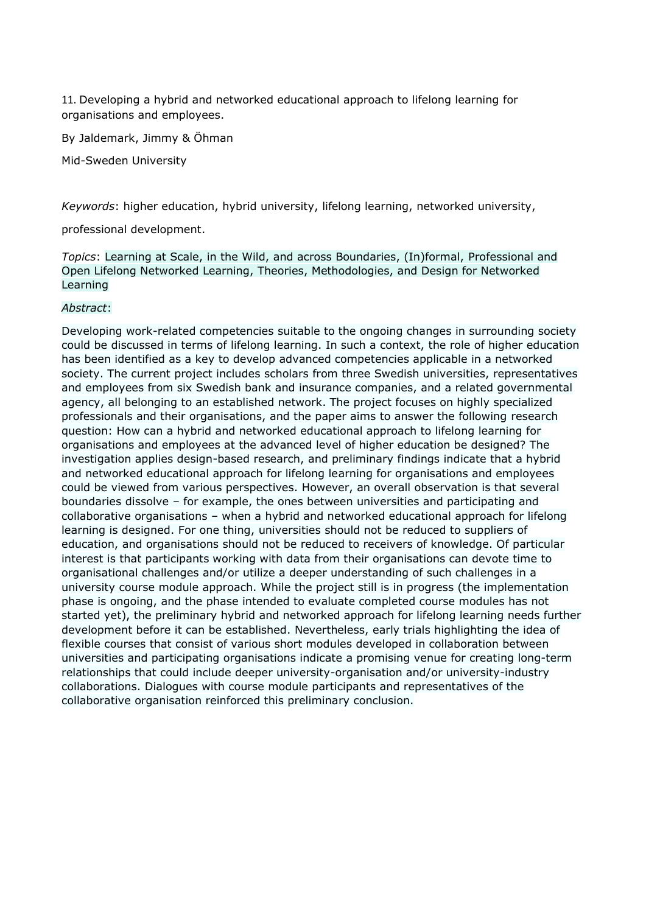11. Developing a hybrid and networked educational approach to lifelong learning for organisations and employees.

By Jaldemark, Jimmy & Öhman

Mid-Sweden University

*Keywords*: higher education, hybrid university, lifelong learning, networked university, professional development.

*Topics*: Learning at Scale, in the Wild, and across Boundaries, (In)formal, Professional and Open Lifelong Networked Learning, Theories, Methodologies, and Design for Networked Learning

*Abstract*:

Developing work-related competencies suitable to the ongoing changes in surrounding society could be discussed in terms of lifelong learning. In such a context, the role of higher education has been identified as a key to develop advanced competencies applicable in a networked society. The current project includes scholars from three Swedish universities, representatives and employees from six Swedish bank and insurance companies, and a related governmental agency, all belonging to an established network. The project focuses on highly specialized professionals and their organisations, and the paper aims to answer the following research question: How can a hybrid and networked educational approach to lifelong learning for organisations and employees at the advanced level of higher education be designed? The investigation applies design-based research, and preliminary findings indicate that a hybrid and networked educational approach for lifelong learning for organisations and employees could be viewed from various perspectives. However, an overall observation is that several boundaries dissolve – for example, the ones between universities and participating and collaborative organisations – when a hybrid and networked educational approach for lifelong learning is designed. For one thing, universities should not be reduced to suppliers of education, and organisations should not be reduced to receivers of knowledge. Of particular interest is that participants working with data from their organisations can devote time to organisational challenges and/or utilize a deeper understanding of such challenges in a university course module approach. While the project still is in progress (the implementation phase is ongoing, and the phase intended to evaluate completed course modules has not started yet), the preliminary hybrid and networked approach for lifelong learning needs further development before it can be established. Nevertheless, early trials highlighting the idea of flexible courses that consist of various short modules developed in collaboration between universities and participating organisations indicate a promising venue for creating long-term relationships that could include deeper university-organisation and/or university-industry collaborations. Dialogues with course module participants and representatives of the collaborative organisation reinforced this preliminary conclusion.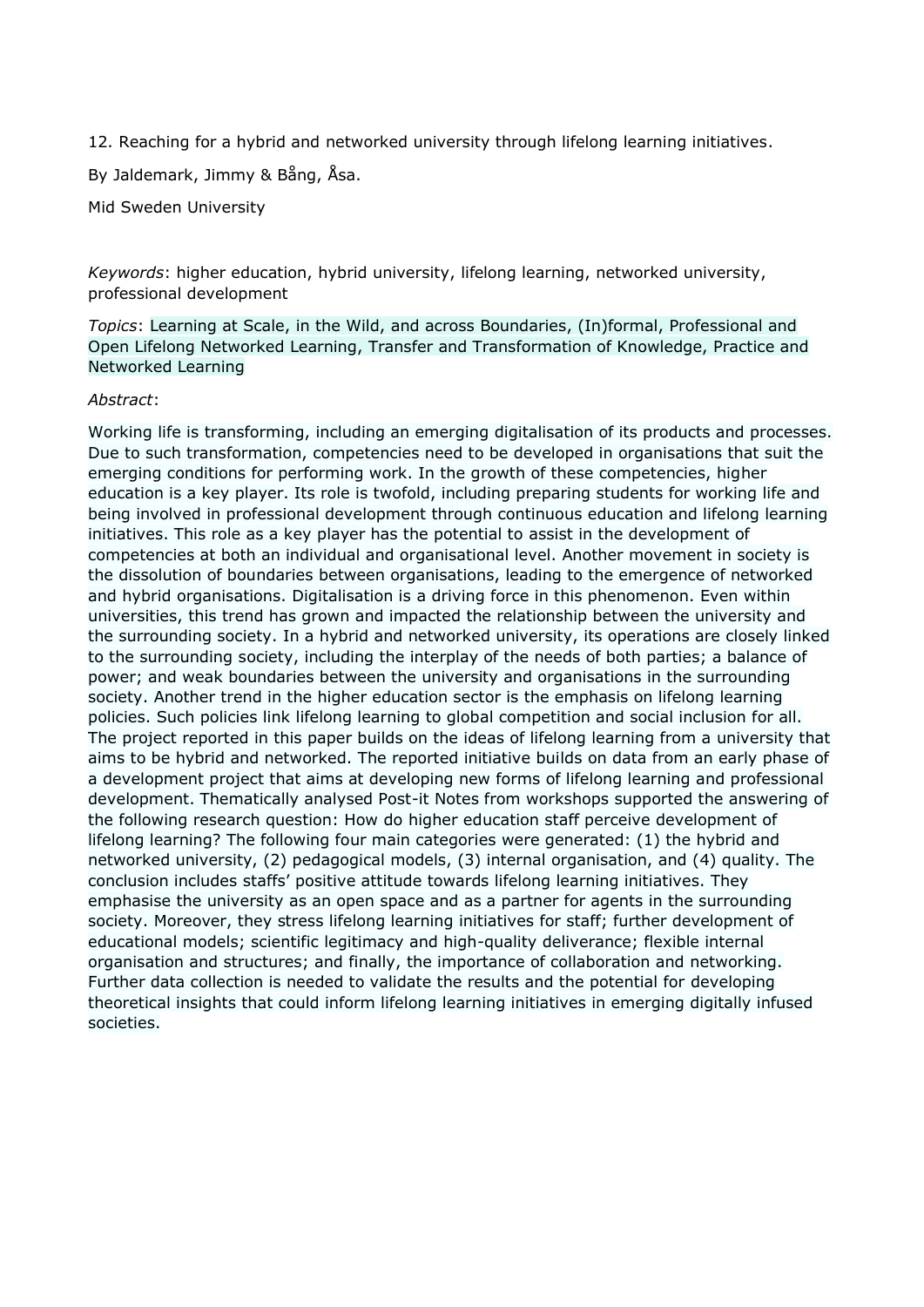12. Reaching for a hybrid and networked university through lifelong learning initiatives.

By Jaldemark, Jimmy & Bång, Åsa.

Mid Sweden University

*Keywords*: higher education, hybrid university, lifelong learning, networked university, professional development

*Topics*: Learning at Scale, in the Wild, and across Boundaries, (In)formal, Professional and Open Lifelong Networked Learning, Transfer and Transformation of Knowledge, Practice and Networked Learning

*Abstract*:

Working life is transforming, including an emerging digitalisation of its products and processes. Due to such transformation, competencies need to be developed in organisations that suit the emerging conditions for performing work. In the growth of these competencies, higher education is a key player. Its role is twofold, including preparing students for working life and being involved in professional development through continuous education and lifelong learning initiatives. This role as a key player has the potential to assist in the development of competencies at both an individual and organisational level. Another movement in society is the dissolution of boundaries between organisations, leading to the emergence of networked and hybrid organisations. Digitalisation is a driving force in this phenomenon. Even within universities, this trend has grown and impacted the relationship between the university and the surrounding society. In a hybrid and networked university, its operations are closely linked to the surrounding society, including the interplay of the needs of both parties; a balance of power; and weak boundaries between the university and organisations in the surrounding society. Another trend in the higher education sector is the emphasis on lifelong learning policies. Such policies link lifelong learning to global competition and social inclusion for all. The project reported in this paper builds on the ideas of lifelong learning from a university that aims to be hybrid and networked. The reported initiative builds on data from an early phase of a development project that aims at developing new forms of lifelong learning and professional development. Thematically analysed Post-it Notes from workshops supported the answering of the following research question: How do higher education staff perceive development of lifelong learning? The following four main categories were generated: (1) the hybrid and networked university, (2) pedagogical models, (3) internal organisation, and (4) quality. The conclusion includes staffs' positive attitude towards lifelong learning initiatives. They emphasise the university as an open space and as a partner for agents in the surrounding society. Moreover, they stress lifelong learning initiatives for staff; further development of educational models; scientific legitimacy and high-quality deliverance; flexible internal organisation and structures; and finally, the importance of collaboration and networking. Further data collection is needed to validate the results and the potential for developing theoretical insights that could inform lifelong learning initiatives in emerging digitally infused societies.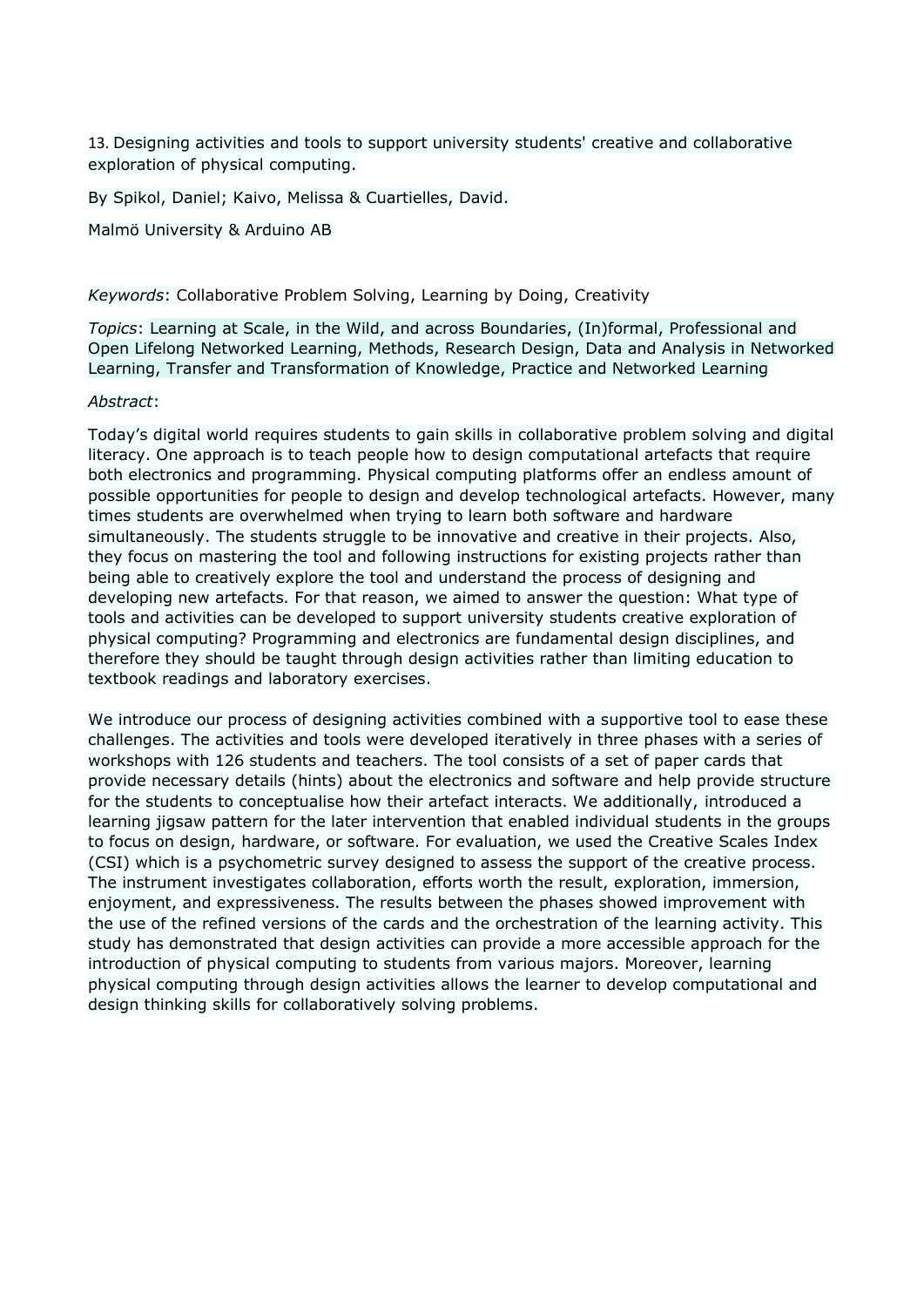13. Designing activities and tools to support university students' creative and collaborative exploration of physical computing.

By Spikol, Daniel; Kaivo, Melissa & Cuartielles, David.

Malmö University & Arduino AB

*Keywords*: Collaborative Problem Solving, Learning by Doing, Creativity

*Topics*: Learning at Scale, in the Wild, and across Boundaries, (In)formal, Professional and Open Lifelong Networked Learning, Methods, Research Design, Data and Analysis in Networked Learning, Transfer and Transformation of Knowledge, Practice and Networked Learning

*Abstract*:

Today's digital world requires students to gain skills in collaborative problem solving and digital literacy. One approach is to teach people how to design computational artefacts that require both electronics and programming. Physical computing platforms offer an endless amount of possible opportunities for people to design and develop technological artefacts. However, many times students are overwhelmed when trying to learn both software and hardware simultaneously. The students struggle to be innovative and creative in their projects. Also, they focus on mastering the tool and following instructions for existing projects rather than being able to creatively explore the tool and understand the process of designing and developing new artefacts. For that reason, we aimed to answer the question: What type of tools and activities can be developed to support university students creative exploration of physical computing? Programming and electronics are fundamental design disciplines, and therefore they should be taught through design activities rather than limiting education to textbook readings and laboratory exercises.

We introduce our process of designing activities combined with a supportive tool to ease these challenges. The activities and tools were developed iteratively in three phases with a series of workshops with 126 students and teachers. The tool consists of a set of paper cards that provide necessary details (hints) about the electronics and software and help provide structure for the students to conceptualise how their artefact interacts. We additionally, introduced a learning jigsaw pattern for the later intervention that enabled individual students in the groups to focus on design, hardware, or software. For evaluation, we used the Creative Scales Index (CSI) which is a psychometric survey designed to assess the support of the creative process. The instrument investigates collaboration, efforts worth the result, exploration, immersion, enjoyment, and expressiveness. The results between the phases showed improvement with the use of the refined versions of the cards and the orchestration of the learning activity. This study has demonstrated that design activities can provide a more accessible approach for the introduction of physical computing to students from various majors. Moreover, learning physical computing through design activities allows the learner to develop computational and design thinking skills for collaboratively solving problems.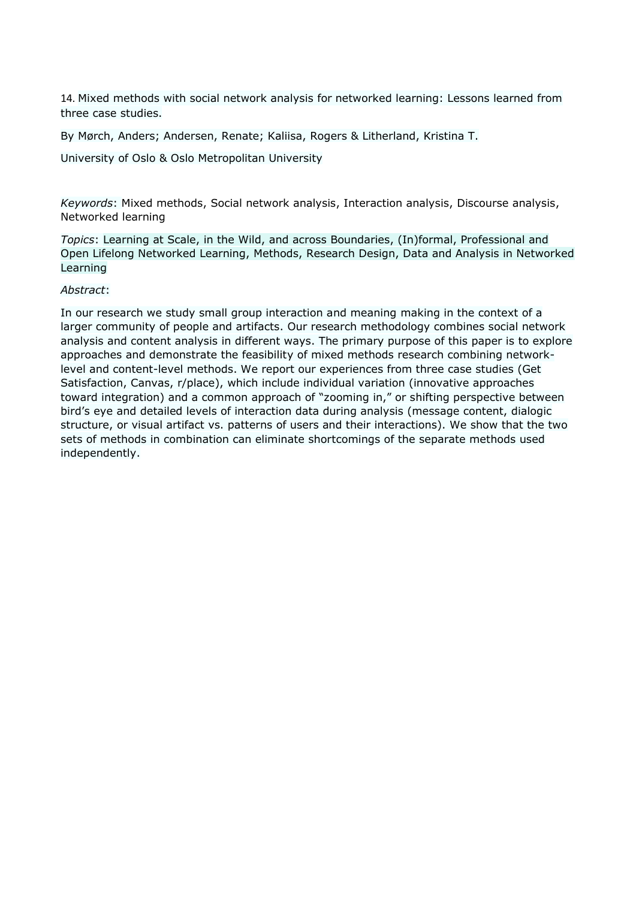14. Mixed methods with social network analysis for networked learning: Lessons learned from three case studies.

By Mørch, Anders; Andersen, Renate; Kaliisa, Rogers & Litherland, Kristina T.

University of Oslo & Oslo Metropolitan University

*Keywords*: Mixed methods, Social network analysis, Interaction analysis, Discourse analysis, Networked learning

*Topics*: Learning at Scale, in the Wild, and across Boundaries, (In)formal, Professional and Open Lifelong Networked Learning, Methods, Research Design, Data and Analysis in Networked Learning

*Abstract*:

In our research we study small group interaction and meaning making in the context of a larger community of people and artifacts. Our research methodology combines social network analysis and content analysis in different ways. The primary purpose of this paper is to explore approaches and demonstrate the feasibility of mixed methods research combining network-level and content-level methods. We report our experiences from three case studies (Get Satisfaction, Canvas, r/place), which include individual variation (innovative approaches toward integration) and a common approach of "zooming in," or shifting perspective between bird's eye and detailed levels of interaction data during analysis (message content, dialogic structure, or visual artifact vs. patterns of users and their interactions). We show that the two sets of methods in combination can eliminate shortcomings of the separate methods used independently.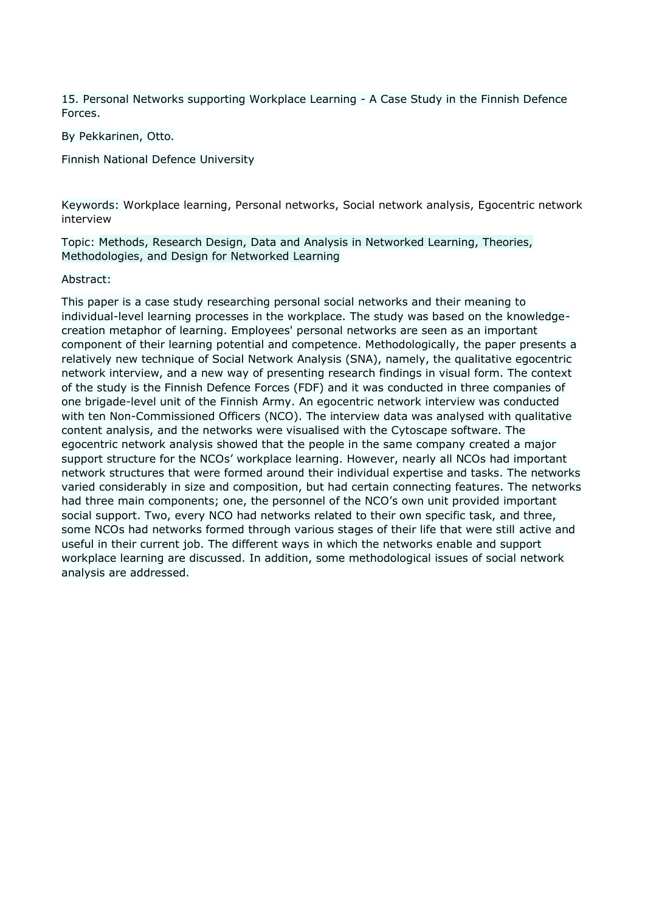## 15. Personal Networks supporting Workplace Learning - A Case Study in the Finnish Defence Forces.

By Pekkarinen, Otto.

Finnish National Defence University

Keywords: Workplace learning, Personal networks, Social network analysis, Egocentric network interview

Topic: Methods, Research Design, Data and Analysis in Networked Learning, Theories, Methodologies, and Design for Networked Learning

Abstract:

This paper is a case study researching personal social networks and their meaning to individual-level learning processes in the workplace. The study was based on the knowledge-creation metaphor of learning. Employees' personal networks are seen as an important component of their learning potential and competence. Methodologically, the paper presents a relatively new technique of Social Network Analysis (SNA), namely, the qualitative egocentric network interview, and a new way of presenting research findings in visual form. The context of the study is the Finnish Defence Forces (FDF) and it was conducted in three companies of one brigade-level unit of the Finnish Army. An egocentric network interview was conducted with ten Non-Commissioned Officers (NCO). The interview data was analysed with qualitative content analysis, and the networks were visualised with the Cytoscape software. The egocentric network analysis showed that the people in the same company created a major support structure for the NCOs' workplace learning. However, nearly all NCOs had important network structures that were formed around their individual expertise and tasks. The networks varied considerably in size and composition, but had certain connecting features. The networks had three main components; one, the personnel of the NCO's own unit provided important social support. Two, every NCO had networks related to their own specific task, and three, some NCOs had networks formed through various stages of their life that were still active and useful in their current job. The different ways in which the networks enable and support workplace learning are discussed. In addition, some methodological issues of social network analysis are addressed.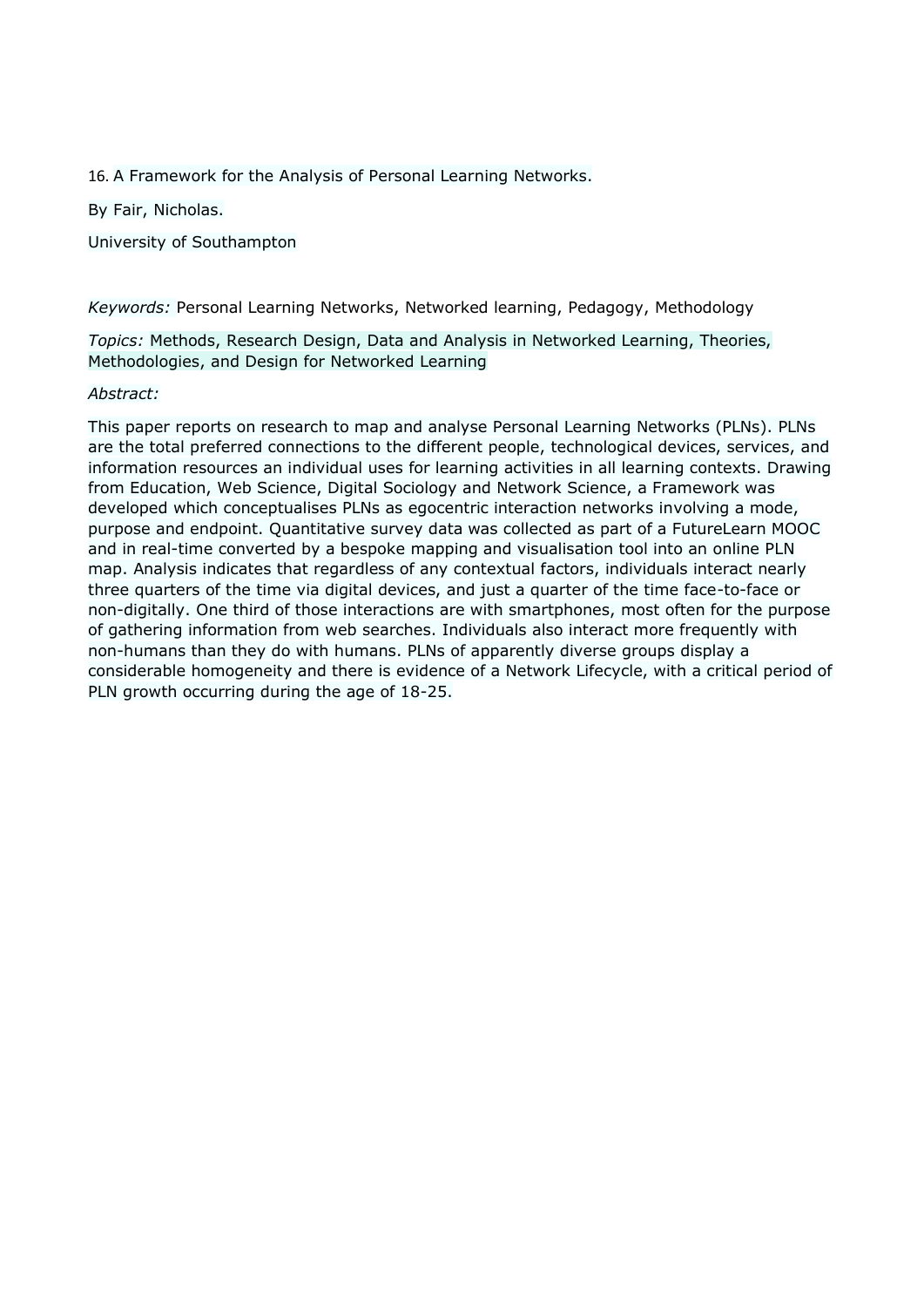16. A Framework for the Analysis of Personal Learning Networks.

By Fair, Nicholas.

University of Southampton

*Keywords:* Personal Learning Networks, Networked learning, Pedagogy, Methodology

*Topics:* Methods, Research Design, Data and Analysis in Networked Learning, Theories, Methodologies, and Design for Networked Learning

*Abstract:*

This paper reports on research to map and analyse Personal Learning Networks (PLNs). PLNs are the total preferred connections to the different people, technological devices, services, and information resources an individual uses for learning activities in all learning contexts. Drawing from Education, Web Science, Digital Sociology and Network Science, a Framework was developed which conceptualises PLNs as egocentric interaction networks involving a mode, purpose and endpoint. Quantitative survey data was collected as part of a FutureLearn MOOC and in real-time converted by a bespoke mapping and visualisation tool into an online PLN map. Analysis indicates that regardless of any contextual factors, individuals interact nearly three quarters of the time via digital devices, and just a quarter of the time face-to-face or non-digitally. One third of those interactions are with smartphones, most often for the purpose of gathering information from web searches. Individuals also interact more frequently with non-humans than they do with humans. PLNs of apparently diverse groups display a considerable homogeneity and there is evidence of a Network Lifecycle, with a critical period of PLN growth occurring during the age of 18-25.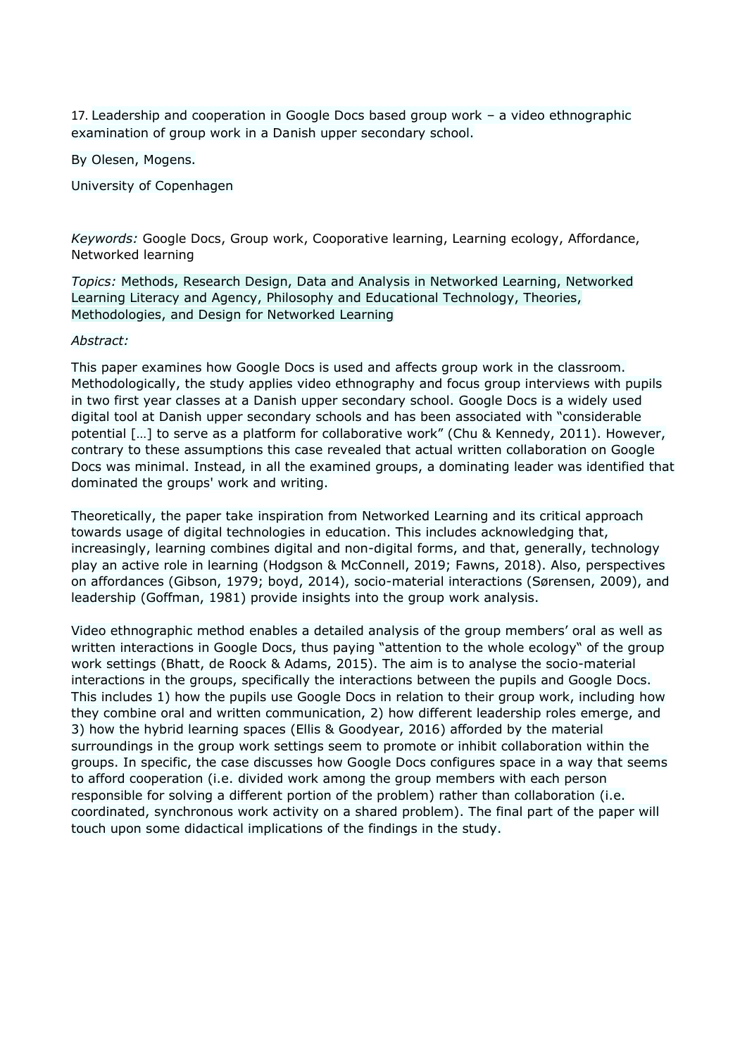## 17. Leadership and cooperation in Google Docs based group work – a video ethnographic examination of group work in a Danish upper secondary school.

By Olesen, Mogens.

University of Copenhagen

*Keywords:* Google Docs, Group work, Cooporative learning, Learning ecology, Affordance, Networked learning

*Topics:* Methods, Research Design, Data and Analysis in Networked Learning, Networked Learning Literacy and Agency, Philosophy and Educational Technology, Theories, Methodologies, and Design for Networked Learning

*Abstract:*

This paper examines how Google Docs is used and affects group work in the classroom. Methodologically, the study applies video ethnography and focus group interviews with pupils in two first year classes at a Danish upper secondary school. Google Docs is a widely used digital tool at Danish upper secondary schools and has been associated with "considerable potential […] to serve as a platform for collaborative work" (Chu & Kennedy, 2011). However, contrary to these assumptions this case revealed that actual written collaboration on Google Docs was minimal. Instead, in all the examined groups, a dominating leader was identified that dominated the groups' work and writing.

Theoretically, the paper take inspiration from Networked Learning and its critical approach towards usage of digital technologies in education. This includes acknowledging that, increasingly, learning combines digital and non-digital forms, and that, generally, technology play an active role in learning (Hodgson & McConnell, 2019; Fawns, 2018). Also, perspectives on affordances (Gibson, 1979; boyd, 2014), socio-material interactions (Sørensen, 2009), and leadership (Goffman, 1981) provide insights into the group work analysis.

Video ethnographic method enables a detailed analysis of the group members' oral as well as written interactions in Google Docs, thus paying "attention to the whole ecology" of the group work settings (Bhatt, de Roock & Adams, 2015). The aim is to analyse the socio-material interactions in the groups, specifically the interactions between the pupils and Google Docs. This includes 1) how the pupils use Google Docs in relation to their group work, including how they combine oral and written communication, 2) how different leadership roles emerge, and 3) how the hybrid learning spaces (Ellis & Goodyear, 2016) afforded by the material surroundings in the group work settings seem to promote or inhibit collaboration within the groups. In specific, the case discusses how Google Docs configures space in a way that seems to afford cooperation (i.e. divided work among the group members with each person responsible for solving a different portion of the problem) rather than collaboration (i.e. coordinated, synchronous work activity on a shared problem). The final part of the paper will touch upon some didactical implications of the findings in the study.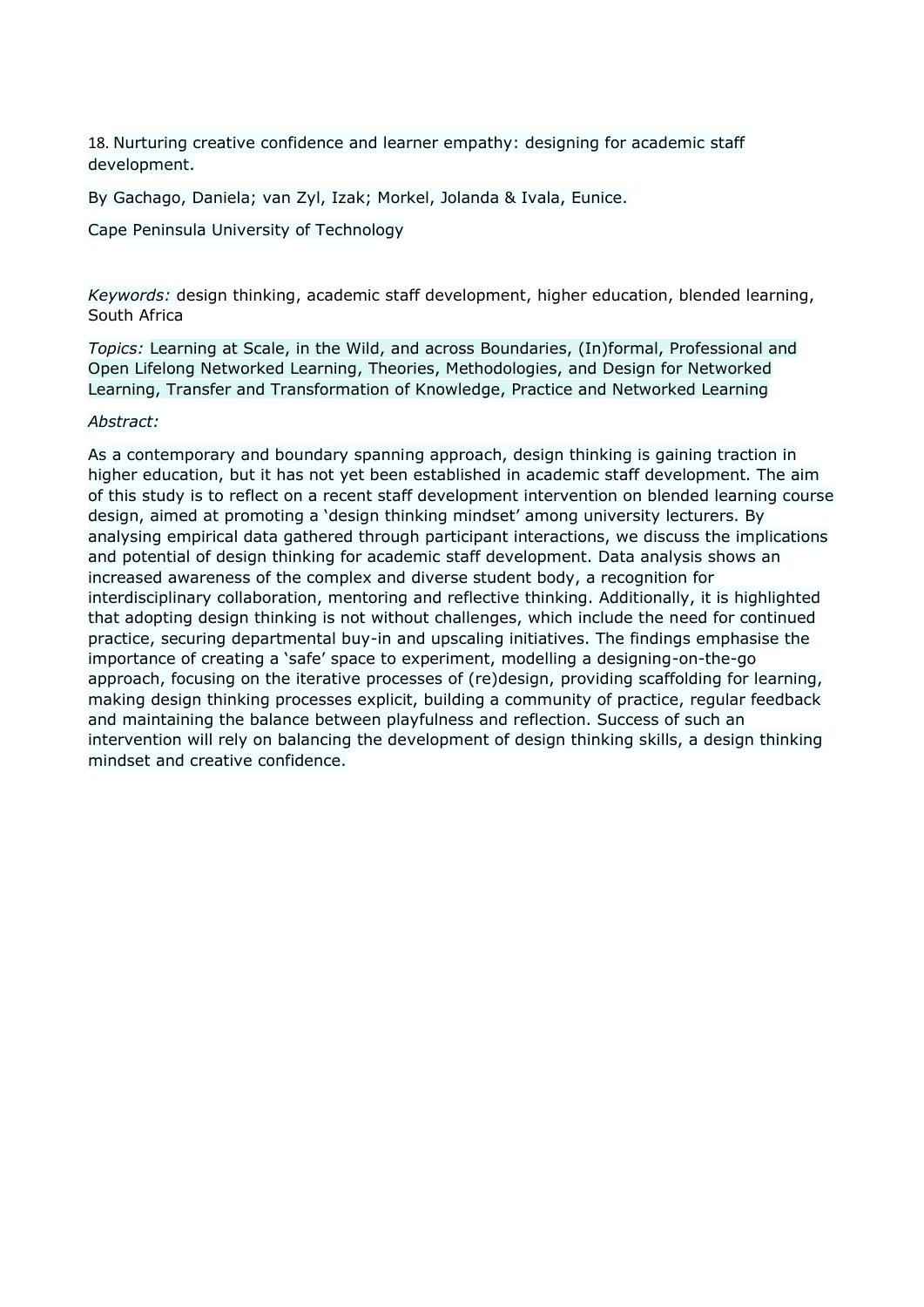## 18. Nurturing creative confidence and learner empathy: designing for academic staff development.

By Gachago, Daniela; van Zyl, Izak; Morkel, Jolanda & Ivala, Eunice.

Cape Peninsula University of Technology

*Keywords:* design thinking, academic staff development, higher education, blended learning, South Africa

*Topics:* Learning at Scale, in the Wild, and across Boundaries, (In)formal, Professional and Open Lifelong Networked Learning, Theories, Methodologies, and Design for Networked Learning, Transfer and Transformation of Knowledge, Practice and Networked Learning

*Abstract:*

As a contemporary and boundary spanning approach, design thinking is gaining traction in higher education, but it has not yet been established in academic staff development. The aim of this study is to reflect on a recent staff development intervention on blended learning course design, aimed at promoting a 'design thinking mindset' among university lecturers. By analysing empirical data gathered through participant interactions, we discuss the implications and potential of design thinking for academic staff development. Data analysis shows an increased awareness of the complex and diverse student body, a recognition for interdisciplinary collaboration, mentoring and reflective thinking. Additionally, it is highlighted that adopting design thinking is not without challenges, which include the need for continued practice, securing departmental buy-in and upscaling initiatives. The findings emphasise the importance of creating a 'safe' space to experiment, modelling a designing-on-the-go approach, focusing on the iterative processes of (re)design, providing scaffolding for learning, making design thinking processes explicit, building a community of practice, regular feedback and maintaining the balance between playfulness and reflection. Success of such an intervention will rely on balancing the development of design thinking skills, a design thinking mindset and creative confidence.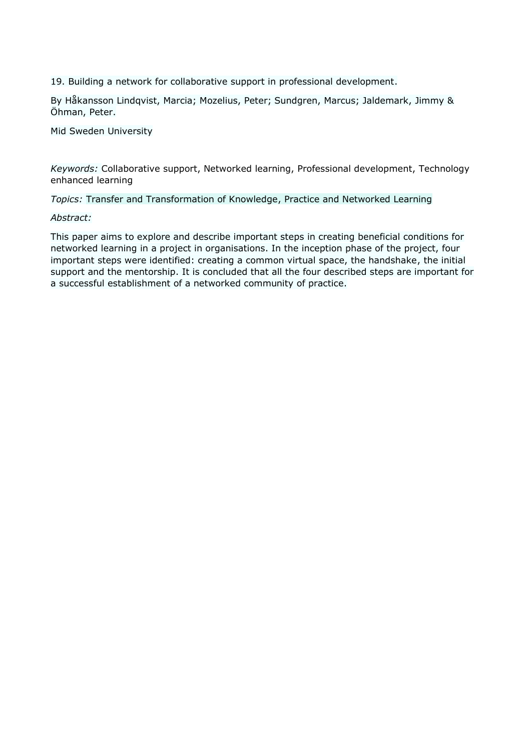19. Building a network for collaborative support in professional development.

By Håkansson Lindqvist, Marcia; Mozelius, Peter; Sundgren, Marcus; Jaldemark, Jimmy & Öhman, Peter.

Mid Sweden University

*Keywords:* Collaborative support, Networked learning, Professional development, Technology enhanced learning

*Topics:* Transfer and Transformation of Knowledge, Practice and Networked Learning

*Abstract:*

This paper aims to explore and describe important steps in creating beneficial conditions for networked learning in a project in organisations. In the inception phase of the project, four important steps were identified: creating a common virtual space, the handshake, the initial support and the mentorship. It is concluded that all the four described steps are important for a successful establishment of a networked community of practice.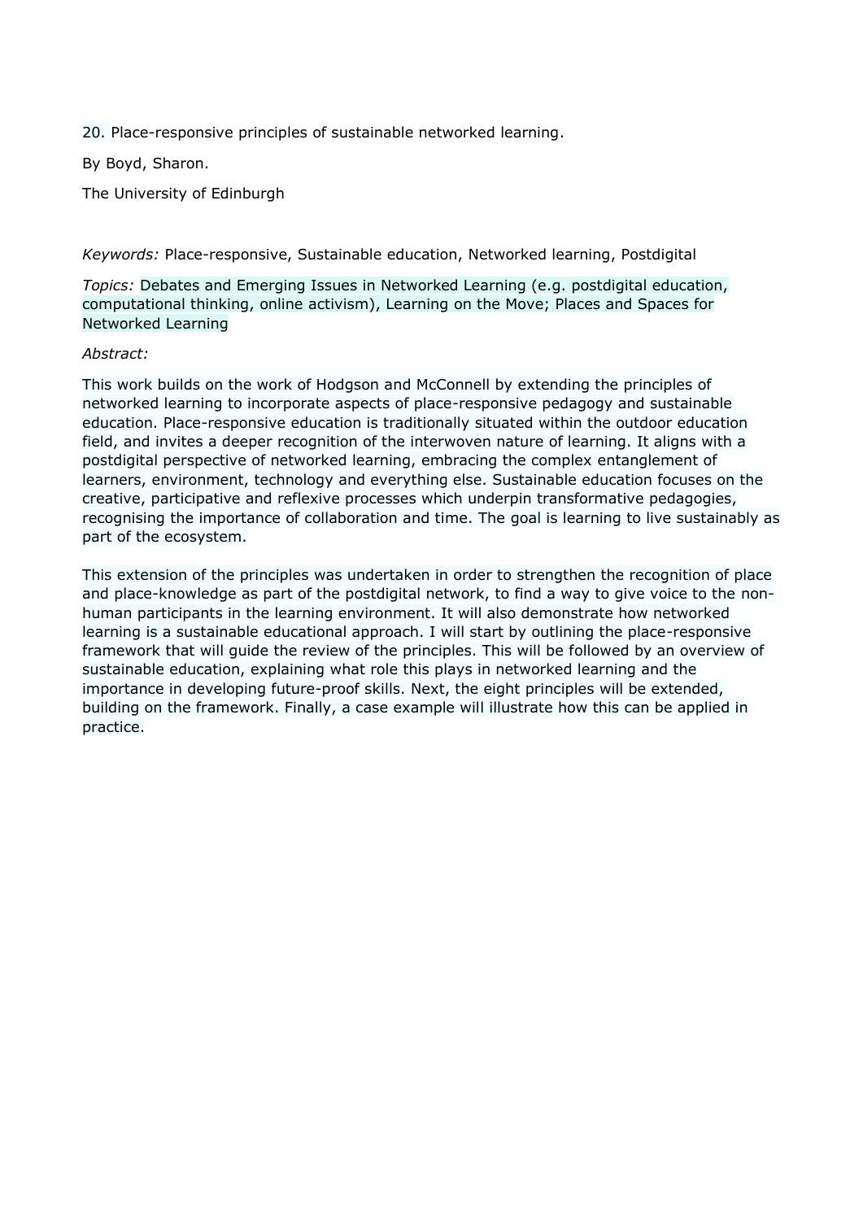20. Place-responsive principles of sustainable networked learning.

By Boyd, Sharon.

The University of Edinburgh

*Keywords:* Place-responsive, Sustainable education, Networked learning, Postdigital

*Topics:* Debates and Emerging Issues in Networked Learning (e.g. postdigital education, computational thinking, online activism), Learning on the Move; Places and Spaces for Networked Learning

*Abstract:*

This work builds on the work of Hodgson and McConnell by extending the principles of networked learning to incorporate aspects of place-responsive pedagogy and sustainable education. Place-responsive education is traditionally situated within the outdoor education field, and invites a deeper recognition of the interwoven nature of learning. It aligns with a postdigital perspective of networked learning, embracing the complex entanglement of learners, environment, technology and everything else. Sustainable education focuses on the creative, participative and reflexive processes which underpin transformative pedagogies, recognising the importance of collaboration and time. The goal is learning to live sustainably as part of the ecosystem.

This extension of the principles was undertaken in order to strengthen the recognition of place and place-knowledge as part of the postdigital network, to find a way to give voice to the non-human participants in the learning environment. It will also demonstrate how networked learning is a sustainable educational approach. I will start by outlining the place-responsive framework that will guide the review of the principles. This will be followed by an overview of sustainable education, explaining what role this plays in networked learning and the importance in developing future-proof skills. Next, the eight principles will be extended, building on the framework. Finally, a case example will illustrate how this can be applied in practice.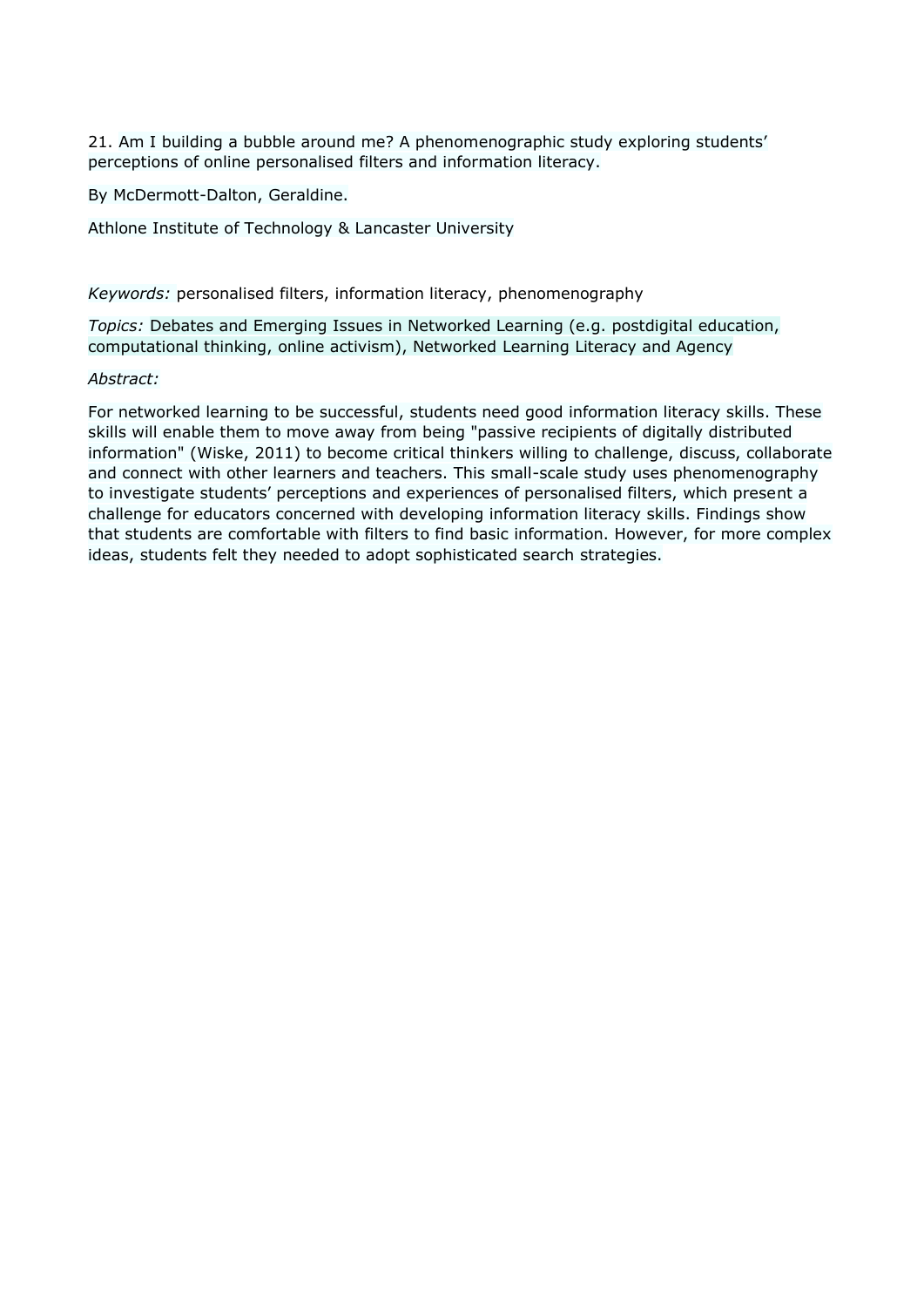21. Am I building a bubble around me? A phenomenographic study exploring students' perceptions of online personalised filters and information literacy.

By McDermott-Dalton, Geraldine.

Athlone Institute of Technology & Lancaster University

*Keywords:* personalised filters, information literacy, phenomenography

*Topics:* Debates and Emerging Issues in Networked Learning (e.g. postdigital education, computational thinking, online activism), Networked Learning Literacy and Agency

*Abstract:*

For networked learning to be successful, students need good information literacy skills. These skills will enable them to move away from being "passive recipients of digitally distributed information" (Wiske, 2011) to become critical thinkers willing to challenge, discuss, collaborate and connect with other learners and teachers. This small-scale study uses phenomenography to investigate students' perceptions and experiences of personalised filters, which present a challenge for educators concerned with developing information literacy skills. Findings show that students are comfortable with filters to find basic information. However, for more complex ideas, students felt they needed to adopt sophisticated search strategies.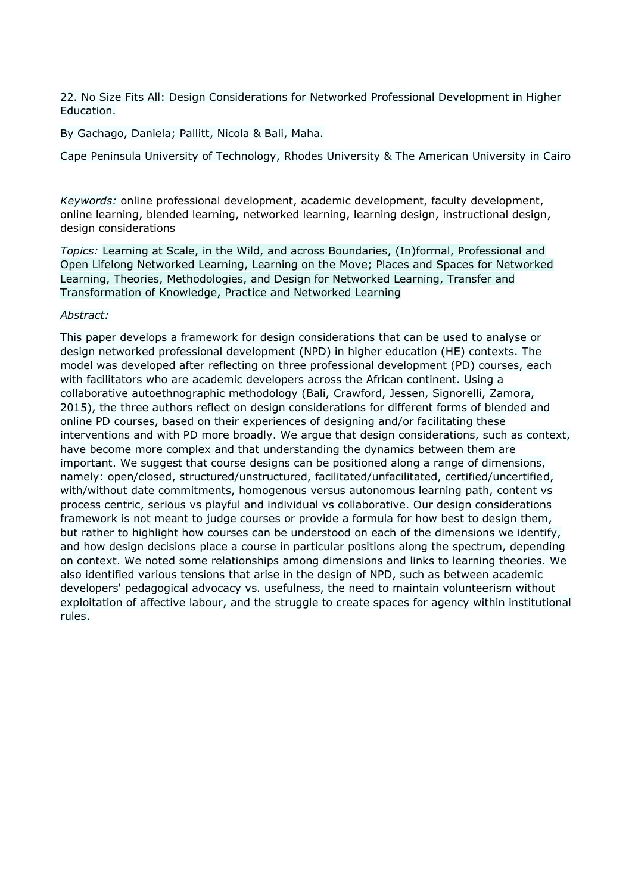## 22. No Size Fits All: Design Considerations for Networked Professional Development in Higher Education.

By Gachago, Daniela; Pallitt, Nicola & Bali, Maha.

Cape Peninsula University of Technology, Rhodes University & The American University in Cairo

*Keywords:* online professional development, academic development, faculty development, online learning, blended learning, networked learning, learning design, instructional design, design considerations

*Topics:* Learning at Scale, in the Wild, and across Boundaries, (In)formal, Professional and Open Lifelong Networked Learning, Learning on the Move; Places and Spaces for Networked Learning, Theories, Methodologies, and Design for Networked Learning, Transfer and Transformation of Knowledge, Practice and Networked Learning

*Abstract:*

This paper develops a framework for design considerations that can be used to analyse or design networked professional development (NPD) in higher education (HE) contexts. The model was developed after reflecting on three professional development (PD) courses, each with facilitators who are academic developers across the African continent. Using a collaborative autoethnographic methodology (Bali, Crawford, Jessen, Signorelli, Zamora, 2015), the three authors reflect on design considerations for different forms of blended and online PD courses, based on their experiences of designing and/or facilitating these interventions and with PD more broadly. We argue that design considerations, such as context, have become more complex and that understanding the dynamics between them are important. We suggest that course designs can be positioned along a range of dimensions, namely: open/closed, structured/unstructured, facilitated/unfacilitated, certified/uncertified, with/without date commitments, homogenous versus autonomous learning path, content vs process centric, serious vs playful and individual vs collaborative. Our design considerations framework is not meant to judge courses or provide a formula for how best to design them, but rather to highlight how courses can be understood on each of the dimensions we identify, and how design decisions place a course in particular positions along the spectrum, depending on context. We noted some relationships among dimensions and links to learning theories. We also identified various tensions that arise in the design of NPD, such as between academic developers' pedagogical advocacy vs. usefulness, the need to maintain volunteerism without exploitation of affective labour, and the struggle to create spaces for agency within institutional rules.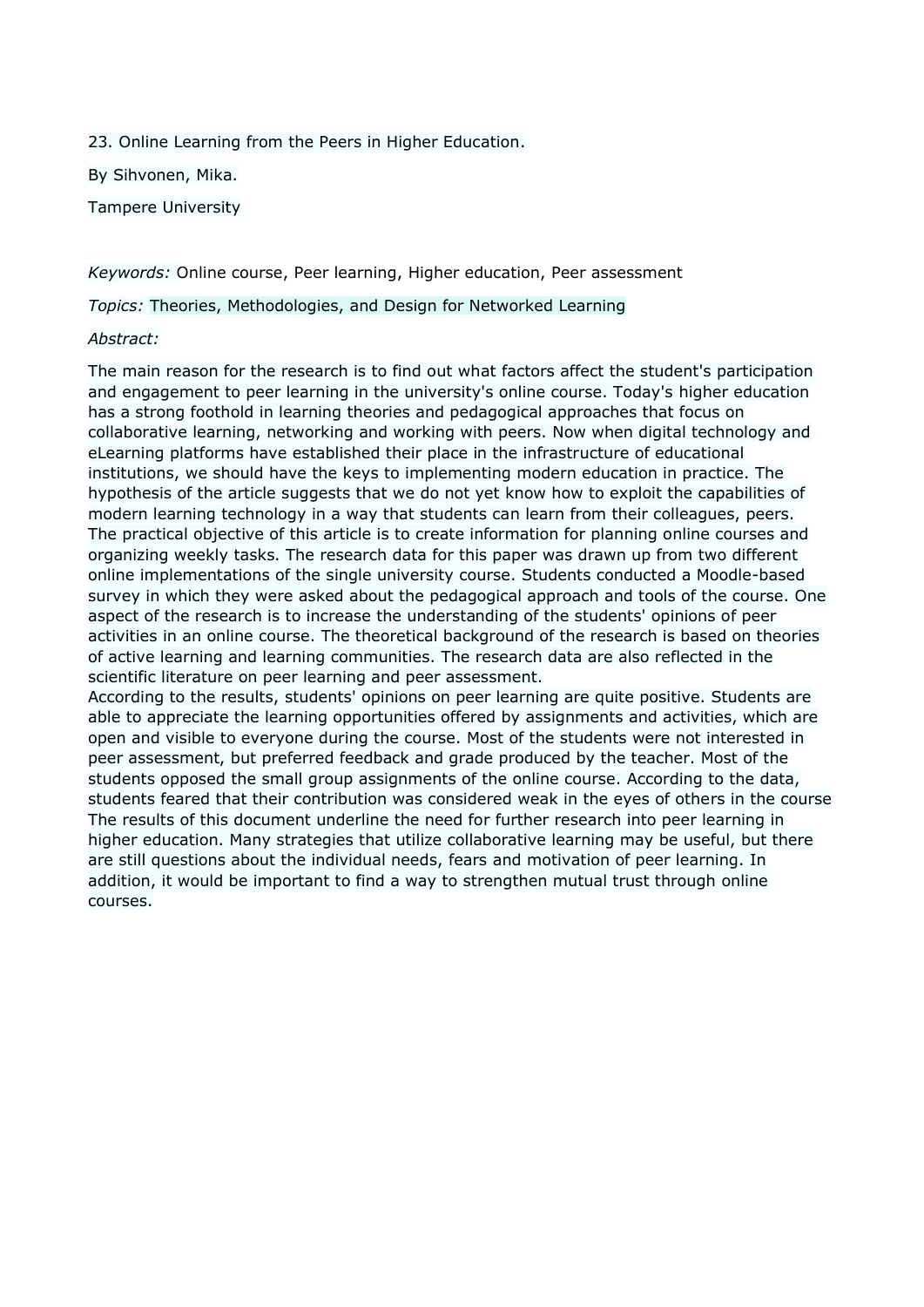23. Online Learning from the Peers in Higher Education.

By Sihvonen, Mika.

Tampere University

*Keywords:* Online course, Peer learning, Higher education, Peer assessment

*Topics:* Theories, Methodologies, and Design for Networked Learning

*Abstract:*

The main reason for the research is to find out what factors affect the student's participation and engagement to peer learning in the university's online course. Today's higher education has a strong foothold in learning theories and pedagogical approaches that focus on collaborative learning, networking and working with peers. Now when digital technology and eLearning platforms have established their place in the infrastructure of educational institutions, we should have the keys to implementing modern education in practice. The hypothesis of the article suggests that we do not yet know how to exploit the capabilities of modern learning technology in a way that students can learn from their colleagues, peers. The practical objective of this article is to create information for planning online courses and organizing weekly tasks. The research data for this paper was drawn up from two different online implementations of the single university course. Students conducted a Moodle-based survey in which they were asked about the pedagogical approach and tools of the course. One aspect of the research is to increase the understanding of the students' opinions of peer activities in an online course. The theoretical background of the research is based on theories of active learning and learning communities. The research data are also reflected in the scientific literature on peer learning and peer assessment.

According to the results, students' opinions on peer learning are quite positive. Students are able to appreciate the learning opportunities offered by assignments and activities, which are open and visible to everyone during the course. Most of the students were not interested in peer assessment, but preferred feedback and grade produced by the teacher. Most of the students opposed the small group assignments of the online course. According to the data, students feared that their contribution was considered weak in the eyes of others in the course The results of this document underline the need for further research into peer learning in higher education. Many strategies that utilize collaborative learning may be useful, but there are still questions about the individual needs, fears and motivation of peer learning. In addition, it would be important to find a way to strengthen mutual trust through online courses.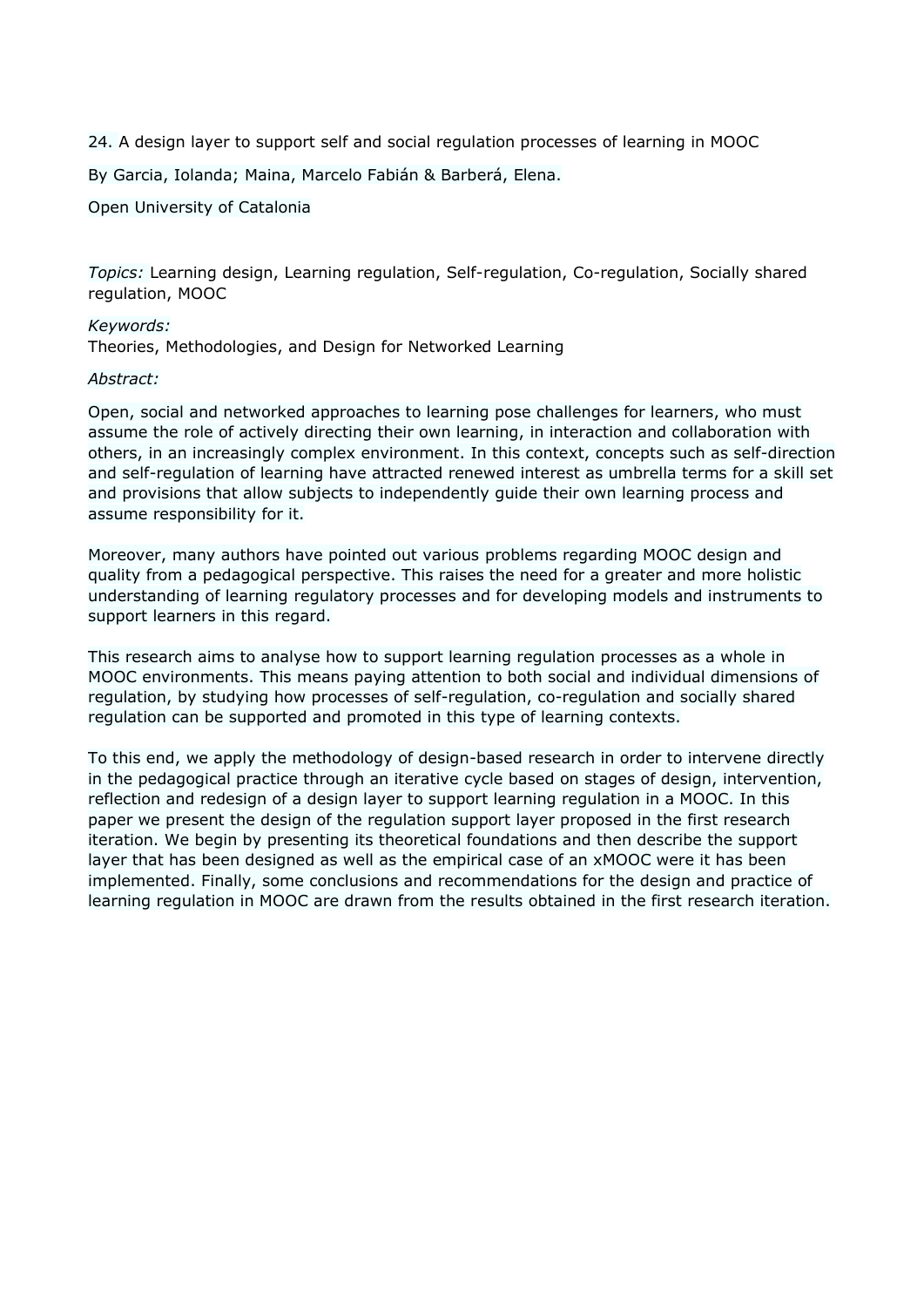## 24. A design layer to support self and social regulation processes of learning in MOOC

By Garcia, Iolanda; Maina, Marcelo Fabián & Barberá, Elena.

Open University of Catalonia

*Topics:* Learning design, Learning regulation, Self-regulation, Co-regulation, Socially shared regulation, MOOC

*Keywords:*
Theories, Methodologies, and Design for Networked Learning

*Abstract:*

Open, social and networked approaches to learning pose challenges for learners, who must assume the role of actively directing their own learning, in interaction and collaboration with others, in an increasingly complex environment. In this context, concepts such as self-direction and self-regulation of learning have attracted renewed interest as umbrella terms for a skill set and provisions that allow subjects to independently guide their own learning process and assume responsibility for it.

Moreover, many authors have pointed out various problems regarding MOOC design and quality from a pedagogical perspective. This raises the need for a greater and more holistic understanding of learning regulatory processes and for developing models and instruments to support learners in this regard.

This research aims to analyse how to support learning regulation processes as a whole in MOOC environments. This means paying attention to both social and individual dimensions of regulation, by studying how processes of self-regulation, co-regulation and socially shared regulation can be supported and promoted in this type of learning contexts.

To this end, we apply the methodology of design-based research in order to intervene directly in the pedagogical practice through an iterative cycle based on stages of design, intervention, reflection and redesign of a design layer to support learning regulation in a MOOC. In this paper we present the design of the regulation support layer proposed in the first research iteration. We begin by presenting its theoretical foundations and then describe the support layer that has been designed as well as the empirical case of an xMOOC were it has been implemented. Finally, some conclusions and recommendations for the design and practice of learning regulation in MOOC are drawn from the results obtained in the first research iteration.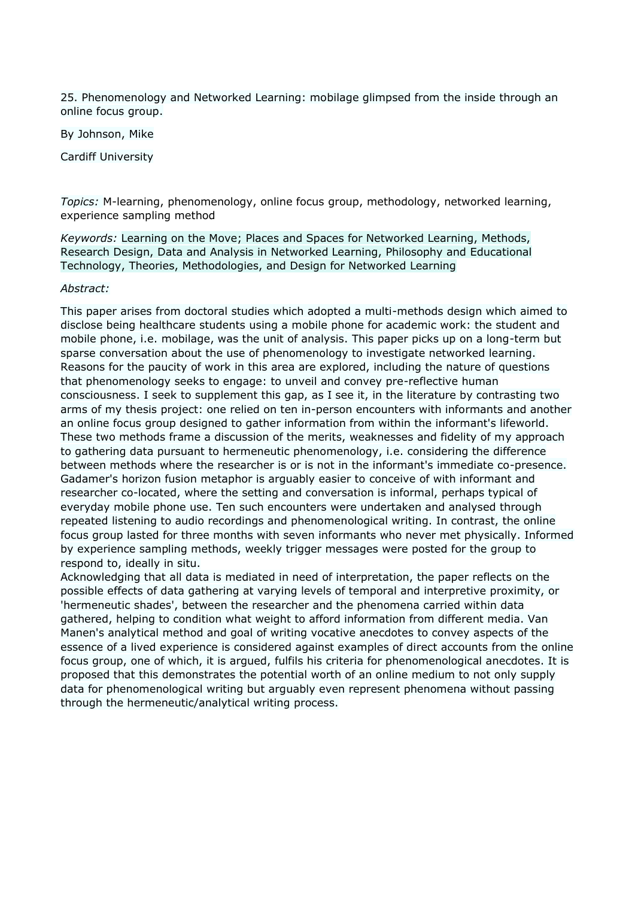25. Phenomenology and Networked Learning: mobilage glimpsed from the inside through an online focus group.

By Johnson, Mike

Cardiff University

*Topics:* M-learning, phenomenology, online focus group, methodology, networked learning, experience sampling method

*Keywords:* Learning on the Move; Places and Spaces for Networked Learning, Methods, Research Design, Data and Analysis in Networked Learning, Philosophy and Educational Technology, Theories, Methodologies, and Design for Networked Learning

*Abstract:*

This paper arises from doctoral studies which adopted a multi-methods design which aimed to disclose being healthcare students using a mobile phone for academic work: the student and mobile phone, i.e. mobilage, was the unit of analysis. This paper picks up on a long-term but sparse conversation about the use of phenomenology to investigate networked learning. Reasons for the paucity of work in this area are explored, including the nature of questions that phenomenology seeks to engage: to unveil and convey pre-reflective human consciousness. I seek to supplement this gap, as I see it, in the literature by contrasting two arms of my thesis project: one relied on ten in-person encounters with informants and another an online focus group designed to gather information from within the informant's lifeworld. These two methods frame a discussion of the merits, weaknesses and fidelity of my approach to gathering data pursuant to hermeneutic phenomenology, i.e. considering the difference between methods where the researcher is or is not in the informant's immediate co-presence. Gadamer's horizon fusion metaphor is arguably easier to conceive of with informant and researcher co-located, where the setting and conversation is informal, perhaps typical of everyday mobile phone use. Ten such encounters were undertaken and analysed through repeated listening to audio recordings and phenomenological writing. In contrast, the online focus group lasted for three months with seven informants who never met physically. Informed by experience sampling methods, weekly trigger messages were posted for the group to respond to, ideally in situ.
Acknowledging that all data is mediated in need of interpretation, the paper reflects on the possible effects of data gathering at varying levels of temporal and interpretive proximity, or 'hermeneutic shades', between the researcher and the phenomena carried within data gathered, helping to condition what weight to afford information from different media. Van Manen's analytical method and goal of writing vocative anecdotes to convey aspects of the essence of a lived experience is considered against examples of direct accounts from the online focus group, one of which, it is argued, fulfils his criteria for phenomenological anecdotes. It is proposed that this demonstrates the potential worth of an online medium to not only supply data for phenomenological writing but arguably even represent phenomena without passing through the hermeneutic/analytical writing process.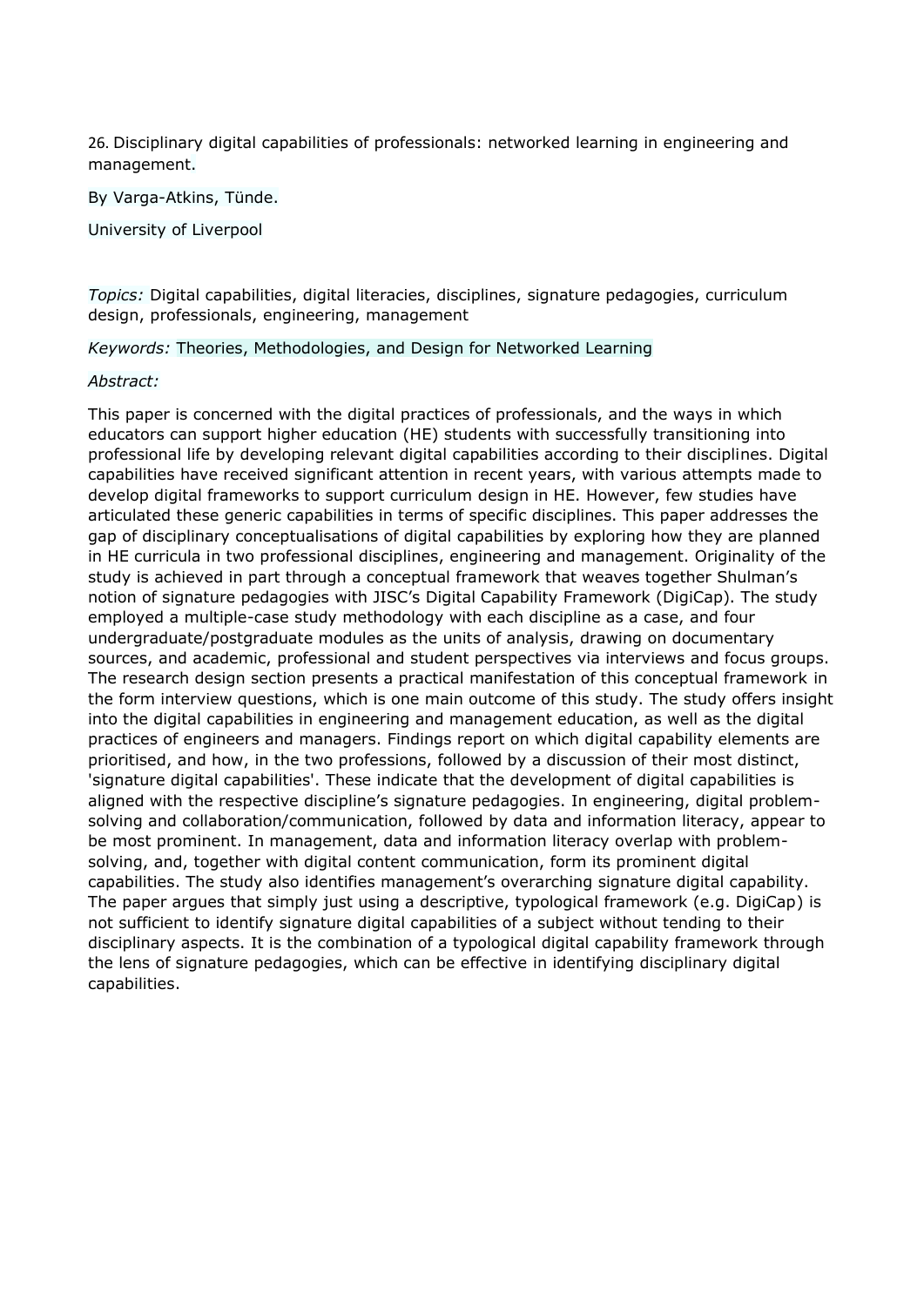26. Disciplinary digital capabilities of professionals: networked learning in engineering and management.

By Varga-Atkins, Tünde.

University of Liverpool

*Topics:* Digital capabilities, digital literacies, disciplines, signature pedagogies, curriculum design, professionals, engineering, management

*Keywords:* Theories, Methodologies, and Design for Networked Learning

*Abstract:*

This paper is concerned with the digital practices of professionals, and the ways in which educators can support higher education (HE) students with successfully transitioning into professional life by developing relevant digital capabilities according to their disciplines. Digital capabilities have received significant attention in recent years, with various attempts made to develop digital frameworks to support curriculum design in HE. However, few studies have articulated these generic capabilities in terms of specific disciplines. This paper addresses the gap of disciplinary conceptualisations of digital capabilities by exploring how they are planned in HE curricula in two professional disciplines, engineering and management. Originality of the study is achieved in part through a conceptual framework that weaves together Shulman's notion of signature pedagogies with JISC's Digital Capability Framework (DigiCap). The study employed a multiple-case study methodology with each discipline as a case, and four undergraduate/postgraduate modules as the units of analysis, drawing on documentary sources, and academic, professional and student perspectives via interviews and focus groups. The research design section presents a practical manifestation of this conceptual framework in the form interview questions, which is one main outcome of this study. The study offers insight into the digital capabilities in engineering and management education, as well as the digital practices of engineers and managers. Findings report on which digital capability elements are prioritised, and how, in the two professions, followed by a discussion of their most distinct, 'signature digital capabilities'. These indicate that the development of digital capabilities is aligned with the respective discipline's signature pedagogies. In engineering, digital problem-solving and collaboration/communication, followed by data and information literacy, appear to be most prominent. In management, data and information literacy overlap with problem-solving, and, together with digital content communication, form its prominent digital capabilities. The study also identifies management's overarching signature digital capability. The paper argues that simply just using a descriptive, typological framework (e.g. DigiCap) is not sufficient to identify signature digital capabilities of a subject without tending to their disciplinary aspects. It is the combination of a typological digital capability framework through the lens of signature pedagogies, which can be effective in identifying disciplinary digital capabilities.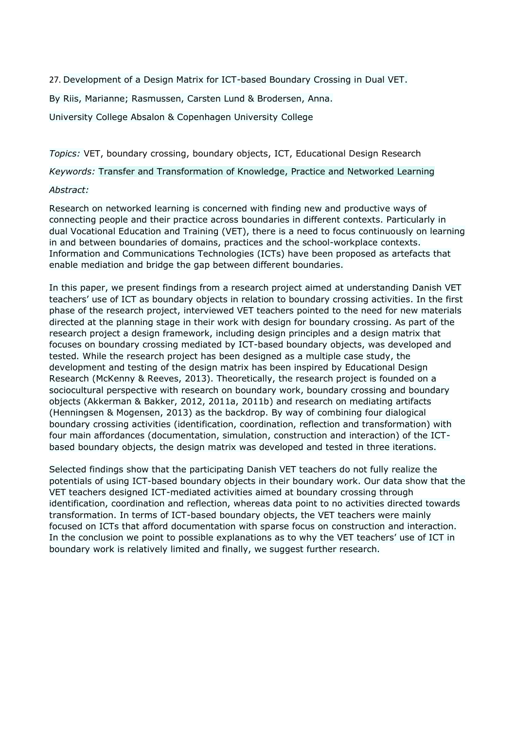27. Development of a Design Matrix for ICT-based Boundary Crossing in Dual VET.

By Riis, Marianne; Rasmussen, Carsten Lund & Brodersen, Anna.

University College Absalon & Copenhagen University College

*Topics:* VET, boundary crossing, boundary objects, ICT, Educational Design Research

*Keywords:* Transfer and Transformation of Knowledge, Practice and Networked Learning

*Abstract:*

Research on networked learning is concerned with finding new and productive ways of connecting people and their practice across boundaries in different contexts. Particularly in dual Vocational Education and Training (VET), there is a need to focus continuously on learning in and between boundaries of domains, practices and the school-workplace contexts. Information and Communications Technologies (ICTs) have been proposed as artefacts that enable mediation and bridge the gap between different boundaries.

In this paper, we present findings from a research project aimed at understanding Danish VET teachers' use of ICT as boundary objects in relation to boundary crossing activities. In the first phase of the research project, interviewed VET teachers pointed to the need for new materials directed at the planning stage in their work with design for boundary crossing. As part of the research project a design framework, including design principles and a design matrix that focuses on boundary crossing mediated by ICT-based boundary objects, was developed and tested. While the research project has been designed as a multiple case study, the development and testing of the design matrix has been inspired by Educational Design Research (McKenny & Reeves, 2013). Theoretically, the research project is founded on a sociocultural perspective with research on boundary work, boundary crossing and boundary objects (Akkerman & Bakker, 2012, 2011a, 2011b) and research on mediating artifacts (Henningsen & Mogensen, 2013) as the backdrop. By way of combining four dialogical boundary crossing activities (identification, coordination, reflection and transformation) with four main affordances (documentation, simulation, construction and interaction) of the ICT-based boundary objects, the design matrix was developed and tested in three iterations.

Selected findings show that the participating Danish VET teachers do not fully realize the potentials of using ICT-based boundary objects in their boundary work. Our data show that the VET teachers designed ICT-mediated activities aimed at boundary crossing through identification, coordination and reflection, whereas data point to no activities directed towards transformation. In terms of ICT-based boundary objects, the VET teachers were mainly focused on ICTs that afford documentation with sparse focus on construction and interaction. In the conclusion we point to possible explanations as to why the VET teachers' use of ICT in boundary work is relatively limited and finally, we suggest further research.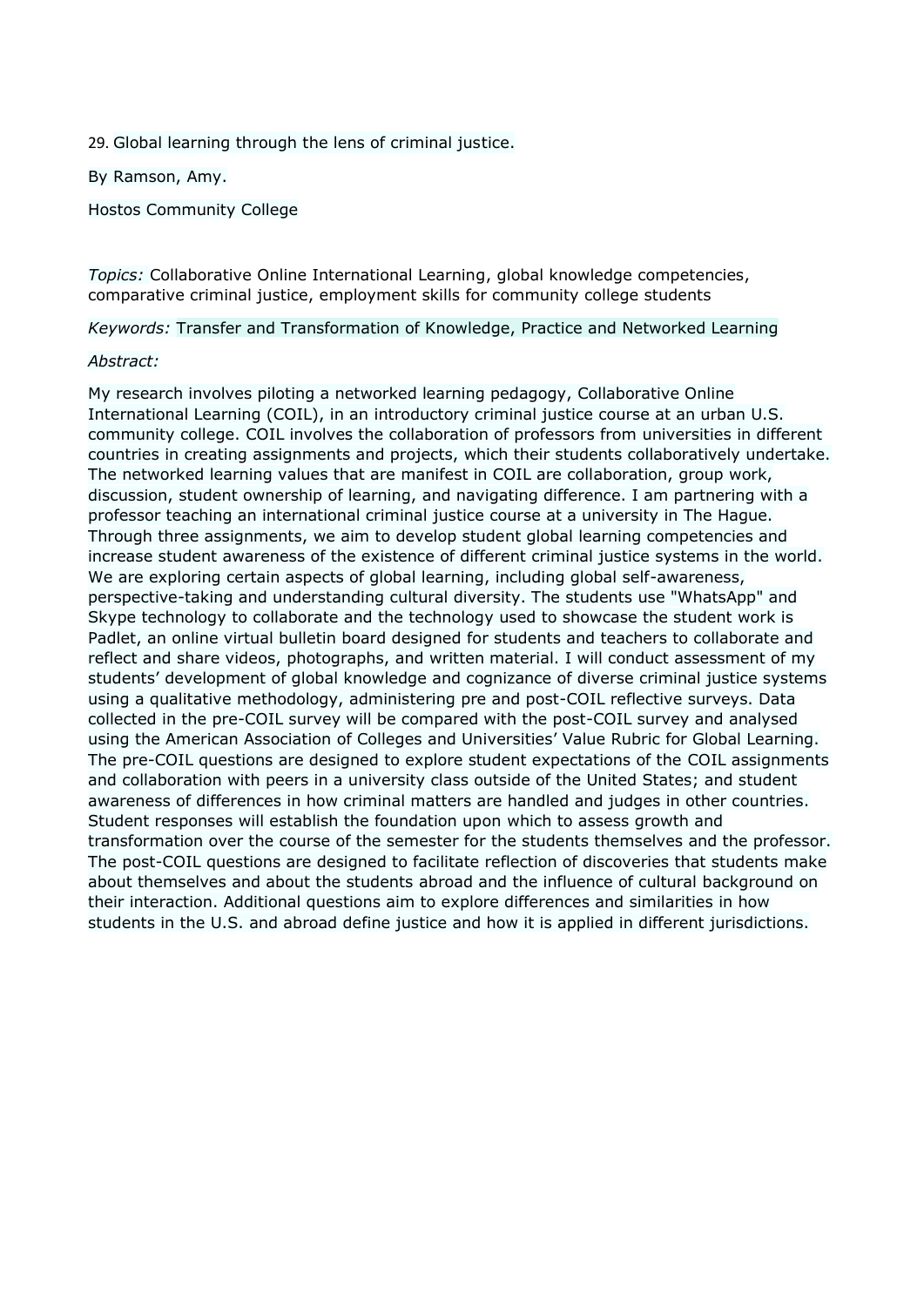29. Global learning through the lens of criminal justice.

By Ramson, Amy.

Hostos Community College

*Topics:* Collaborative Online International Learning, global knowledge competencies, comparative criminal justice, employment skills for community college students

*Keywords:* Transfer and Transformation of Knowledge, Practice and Networked Learning

*Abstract:*

My research involves piloting a networked learning pedagogy, Collaborative Online International Learning (COIL), in an introductory criminal justice course at an urban U.S. community college. COIL involves the collaboration of professors from universities in different countries in creating assignments and projects, which their students collaboratively undertake. The networked learning values that are manifest in COIL are collaboration, group work, discussion, student ownership of learning, and navigating difference. I am partnering with a professor teaching an international criminal justice course at a university in The Hague. Through three assignments, we aim to develop student global learning competencies and increase student awareness of the existence of different criminal justice systems in the world. We are exploring certain aspects of global learning, including global self-awareness, perspective-taking and understanding cultural diversity. The students use "WhatsApp" and Skype technology to collaborate and the technology used to showcase the student work is Padlet, an online virtual bulletin board designed for students and teachers to collaborate and reflect and share videos, photographs, and written material. I will conduct assessment of my students' development of global knowledge and cognizance of diverse criminal justice systems using a qualitative methodology, administering pre and post-COIL reflective surveys. Data collected in the pre-COIL survey will be compared with the post-COIL survey and analysed using the American Association of Colleges and Universities' Value Rubric for Global Learning. The pre-COIL questions are designed to explore student expectations of the COIL assignments and collaboration with peers in a university class outside of the United States; and student awareness of differences in how criminal matters are handled and judges in other countries. Student responses will establish the foundation upon which to assess growth and transformation over the course of the semester for the students themselves and the professor. The post-COIL questions are designed to facilitate reflection of discoveries that students make about themselves and about the students abroad and the influence of cultural background on their interaction. Additional questions aim to explore differences and similarities in how students in the U.S. and abroad define justice and how it is applied in different jurisdictions.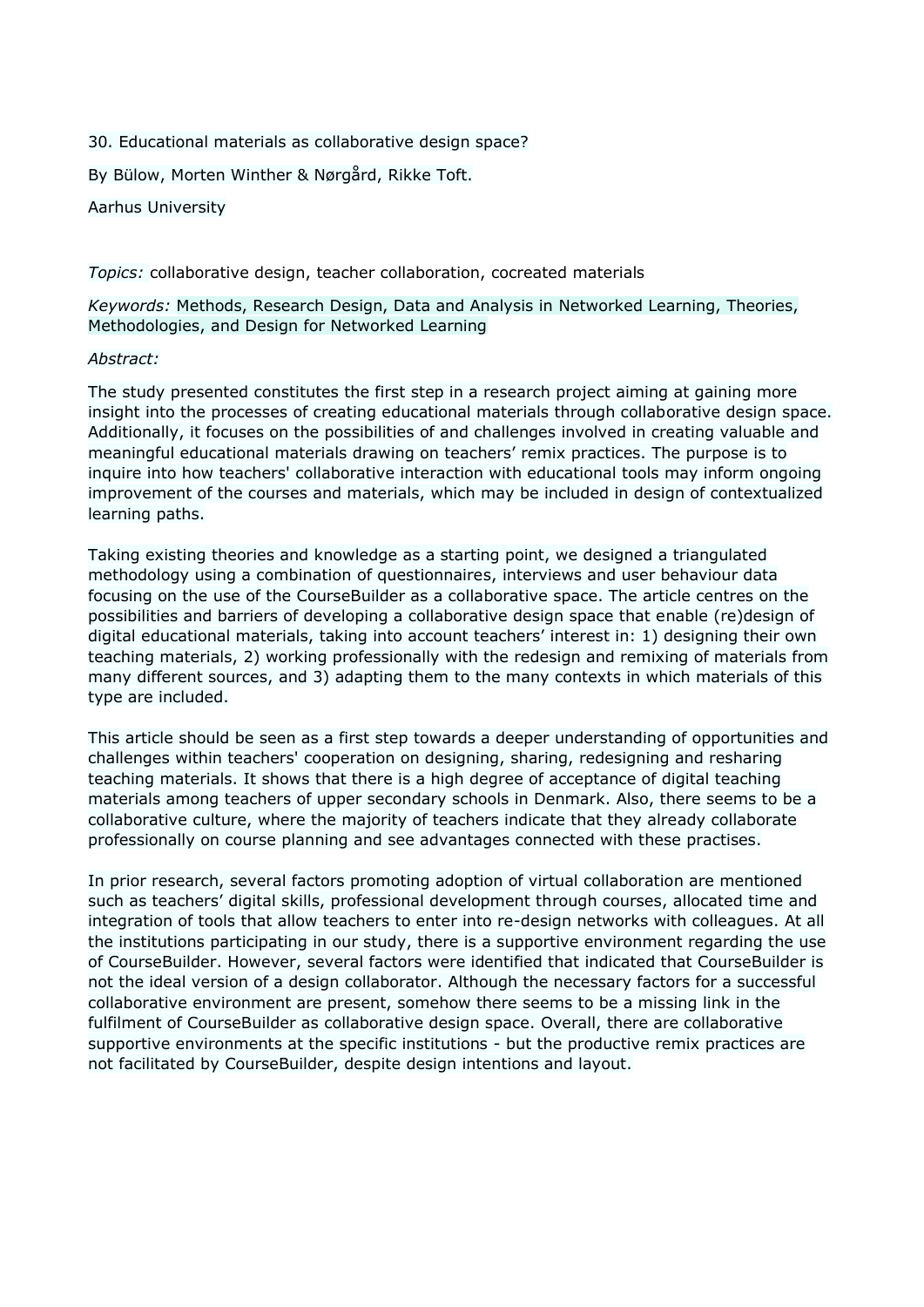30. Educational materials as collaborative design space?

By Bülow, Morten Winther & Nørgård, Rikke Toft.

Aarhus University

*Topics:* collaborative design, teacher collaboration, cocreated materials

*Keywords:* Methods, Research Design, Data and Analysis in Networked Learning, Theories, Methodologies, and Design for Networked Learning

*Abstract:*

The study presented constitutes the first step in a research project aiming at gaining more insight into the processes of creating educational materials through collaborative design space. Additionally, it focuses on the possibilities of and challenges involved in creating valuable and meaningful educational materials drawing on teachers' remix practices. The purpose is to inquire into how teachers' collaborative interaction with educational tools may inform ongoing improvement of the courses and materials, which may be included in design of contextualized learning paths.

Taking existing theories and knowledge as a starting point, we designed a triangulated methodology using a combination of questionnaires, interviews and user behaviour data focusing on the use of the CourseBuilder as a collaborative space. The article centres on the possibilities and barriers of developing a collaborative design space that enable (re)design of digital educational materials, taking into account teachers' interest in: 1) designing their own teaching materials, 2) working professionally with the redesign and remixing of materials from many different sources, and 3) adapting them to the many contexts in which materials of this type are included.

This article should be seen as a first step towards a deeper understanding of opportunities and challenges within teachers' cooperation on designing, sharing, redesigning and resharing teaching materials. It shows that there is a high degree of acceptance of digital teaching materials among teachers of upper secondary schools in Denmark. Also, there seems to be a collaborative culture, where the majority of teachers indicate that they already collaborate professionally on course planning and see advantages connected with these practises.

In prior research, several factors promoting adoption of virtual collaboration are mentioned such as teachers' digital skills, professional development through courses, allocated time and integration of tools that allow teachers to enter into re-design networks with colleagues. At all the institutions participating in our study, there is a supportive environment regarding the use of CourseBuilder. However, several factors were identified that indicated that CourseBuilder is not the ideal version of a design collaborator. Although the necessary factors for a successful collaborative environment are present, somehow there seems to be a missing link in the fulfilment of CourseBuilder as collaborative design space. Overall, there are collaborative supportive environments at the specific institutions - but the productive remix practices are not facilitated by CourseBuilder, despite design intentions and layout.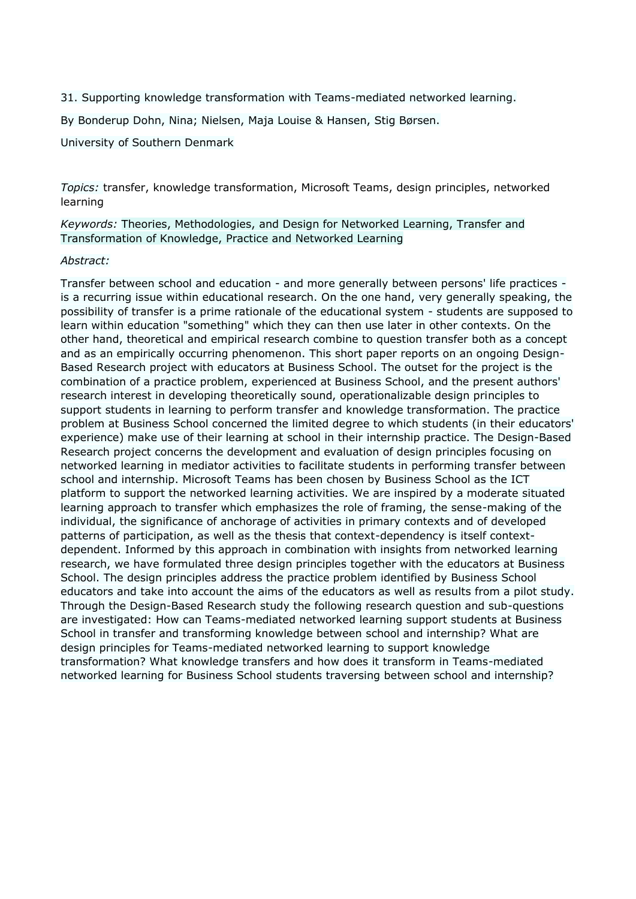31. Supporting knowledge transformation with Teams-mediated networked learning.

By Bonderup Dohn, Nina; Nielsen, Maja Louise & Hansen, Stig Børsen.

University of Southern Denmark

*Topics:* transfer, knowledge transformation, Microsoft Teams, design principles, networked learning

*Keywords:* Theories, Methodologies, and Design for Networked Learning, Transfer and Transformation of Knowledge, Practice and Networked Learning

*Abstract:*

Transfer between school and education - and more generally between persons' life practices - is a recurring issue within educational research. On the one hand, very generally speaking, the possibility of transfer is a prime rationale of the educational system - students are supposed to learn within education "something" which they can then use later in other contexts. On the other hand, theoretical and empirical research combine to question transfer both as a concept and as an empirically occurring phenomenon. This short paper reports on an ongoing Design-Based Research project with educators at Business School. The outset for the project is the combination of a practice problem, experienced at Business School, and the present authors' research interest in developing theoretically sound, operationalizable design principles to support students in learning to perform transfer and knowledge transformation. The practice problem at Business School concerned the limited degree to which students (in their educators' experience) make use of their learning at school in their internship practice. The Design-Based Research project concerns the development and evaluation of design principles focusing on networked learning in mediator activities to facilitate students in performing transfer between school and internship. Microsoft Teams has been chosen by Business School as the ICT platform to support the networked learning activities. We are inspired by a moderate situated learning approach to transfer which emphasizes the role of framing, the sense-making of the individual, the significance of anchorage of activities in primary contexts and of developed patterns of participation, as well as the thesis that context-dependency is itself context-dependent. Informed by this approach in combination with insights from networked learning research, we have formulated three design principles together with the educators at Business School. The design principles address the practice problem identified by Business School educators and take into account the aims of the educators as well as results from a pilot study. Through the Design-Based Research study the following research question and sub-questions are investigated: How can Teams-mediated networked learning support students at Business School in transfer and transforming knowledge between school and internship? What are design principles for Teams-mediated networked learning to support knowledge transformation? What knowledge transfers and how does it transform in Teams-mediated networked learning for Business School students traversing between school and internship?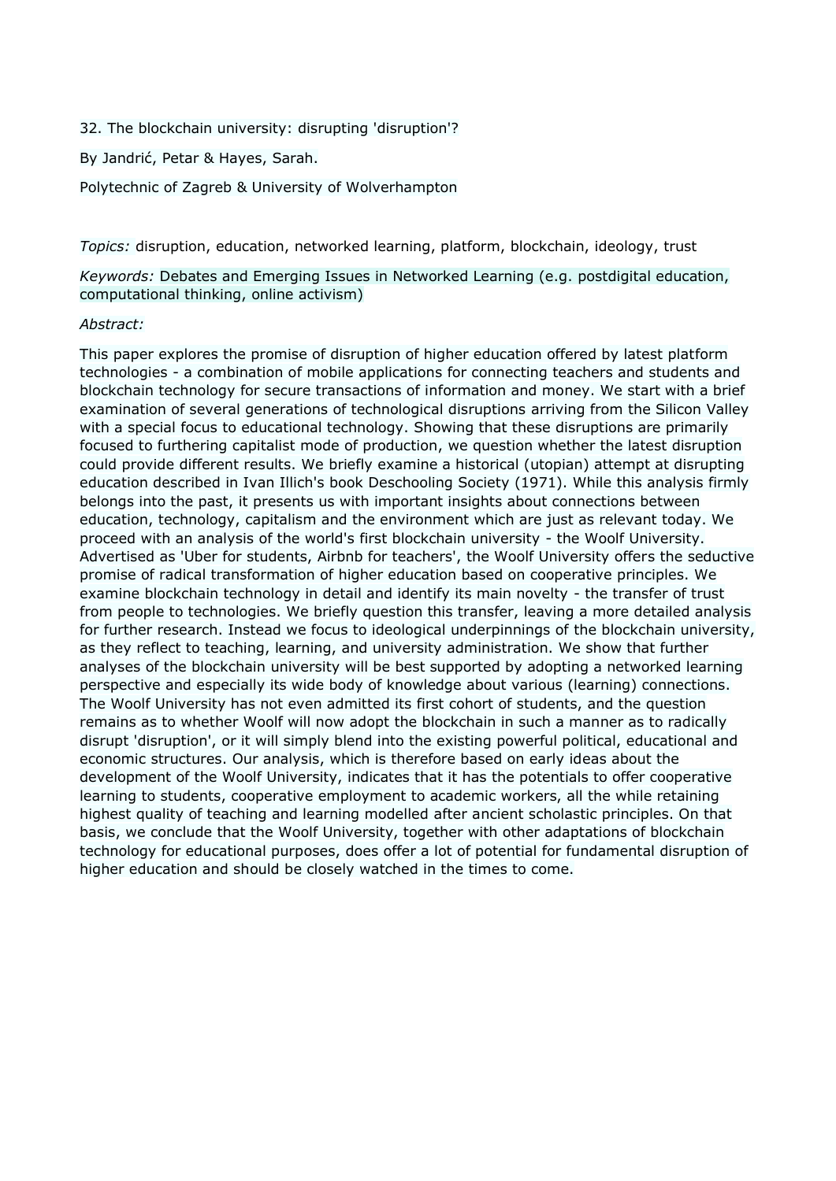32. The blockchain university: disrupting 'disruption'?

By Jandrić, Petar & Hayes, Sarah.

Polytechnic of Zagreb & University of Wolverhampton

*Topics:* disruption, education, networked learning, platform, blockchain, ideology, trust

*Keywords:* Debates and Emerging Issues in Networked Learning (e.g. postdigital education, computational thinking, online activism)

*Abstract:*

This paper explores the promise of disruption of higher education offered by latest platform technologies - a combination of mobile applications for connecting teachers and students and blockchain technology for secure transactions of information and money. We start with a brief examination of several generations of technological disruptions arriving from the Silicon Valley with a special focus to educational technology. Showing that these disruptions are primarily focused to furthering capitalist mode of production, we question whether the latest disruption could provide different results. We briefly examine a historical (utopian) attempt at disrupting education described in Ivan Illich's book Deschooling Society (1971). While this analysis firmly belongs into the past, it presents us with important insights about connections between education, technology, capitalism and the environment which are just as relevant today. We proceed with an analysis of the world's first blockchain university - the Woolf University. Advertised as 'Uber for students, Airbnb for teachers', the Woolf University offers the seductive promise of radical transformation of higher education based on cooperative principles. We examine blockchain technology in detail and identify its main novelty - the transfer of trust from people to technologies. We briefly question this transfer, leaving a more detailed analysis for further research. Instead we focus to ideological underpinnings of the blockchain university, as they reflect to teaching, learning, and university administration. We show that further analyses of the blockchain university will be best supported by adopting a networked learning perspective and especially its wide body of knowledge about various (learning) connections. The Woolf University has not even admitted its first cohort of students, and the question remains as to whether Woolf will now adopt the blockchain in such a manner as to radically disrupt 'disruption', or it will simply blend into the existing powerful political, educational and economic structures. Our analysis, which is therefore based on early ideas about the development of the Woolf University, indicates that it has the potentials to offer cooperative learning to students, cooperative employment to academic workers, all the while retaining highest quality of teaching and learning modelled after ancient scholastic principles. On that basis, we conclude that the Woolf University, together with other adaptations of blockchain technology for educational purposes, does offer a lot of potential for fundamental disruption of higher education and should be closely watched in the times to come.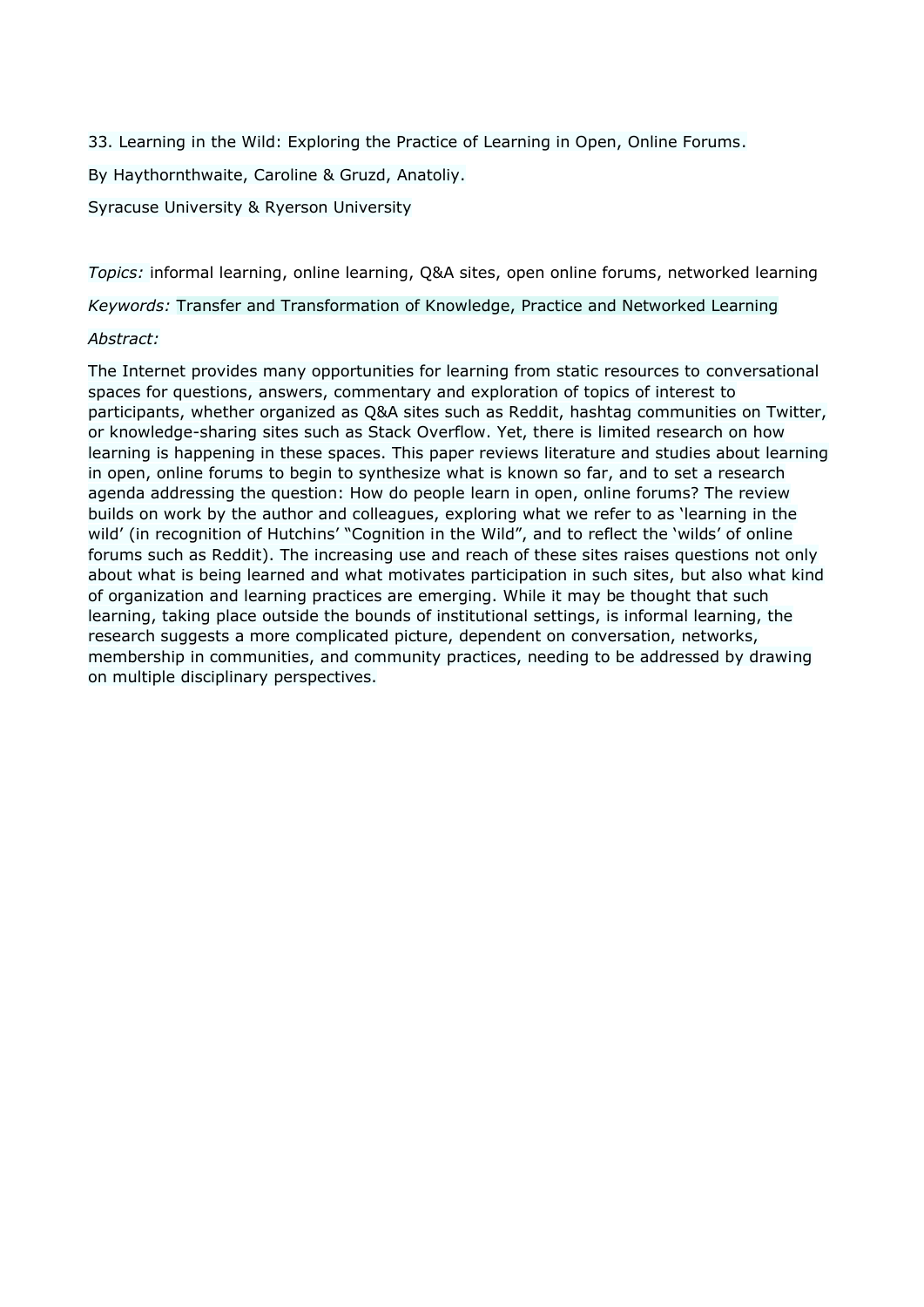33. Learning in the Wild: Exploring the Practice of Learning in Open, Online Forums.

By Haythornthwaite, Caroline & Gruzd, Anatoliy.

Syracuse University & Ryerson University

*Topics:* informal learning, online learning, Q&A sites, open online forums, networked learning

*Keywords:* Transfer and Transformation of Knowledge, Practice and Networked Learning

*Abstract:*

The Internet provides many opportunities for learning from static resources to conversational spaces for questions, answers, commentary and exploration of topics of interest to participants, whether organized as Q&A sites such as Reddit, hashtag communities on Twitter, or knowledge-sharing sites such as Stack Overflow. Yet, there is limited research on how learning is happening in these spaces. This paper reviews literature and studies about learning in open, online forums to begin to synthesize what is known so far, and to set a research agenda addressing the question: How do people learn in open, online forums? The review builds on work by the author and colleagues, exploring what we refer to as 'learning in the wild' (in recognition of Hutchins' "Cognition in the Wild", and to reflect the 'wilds' of online forums such as Reddit). The increasing use and reach of these sites raises questions not only about what is being learned and what motivates participation in such sites, but also what kind of organization and learning practices are emerging. While it may be thought that such learning, taking place outside the bounds of institutional settings, is informal learning, the research suggests a more complicated picture, dependent on conversation, networks, membership in communities, and community practices, needing to be addressed by drawing on multiple disciplinary perspectives.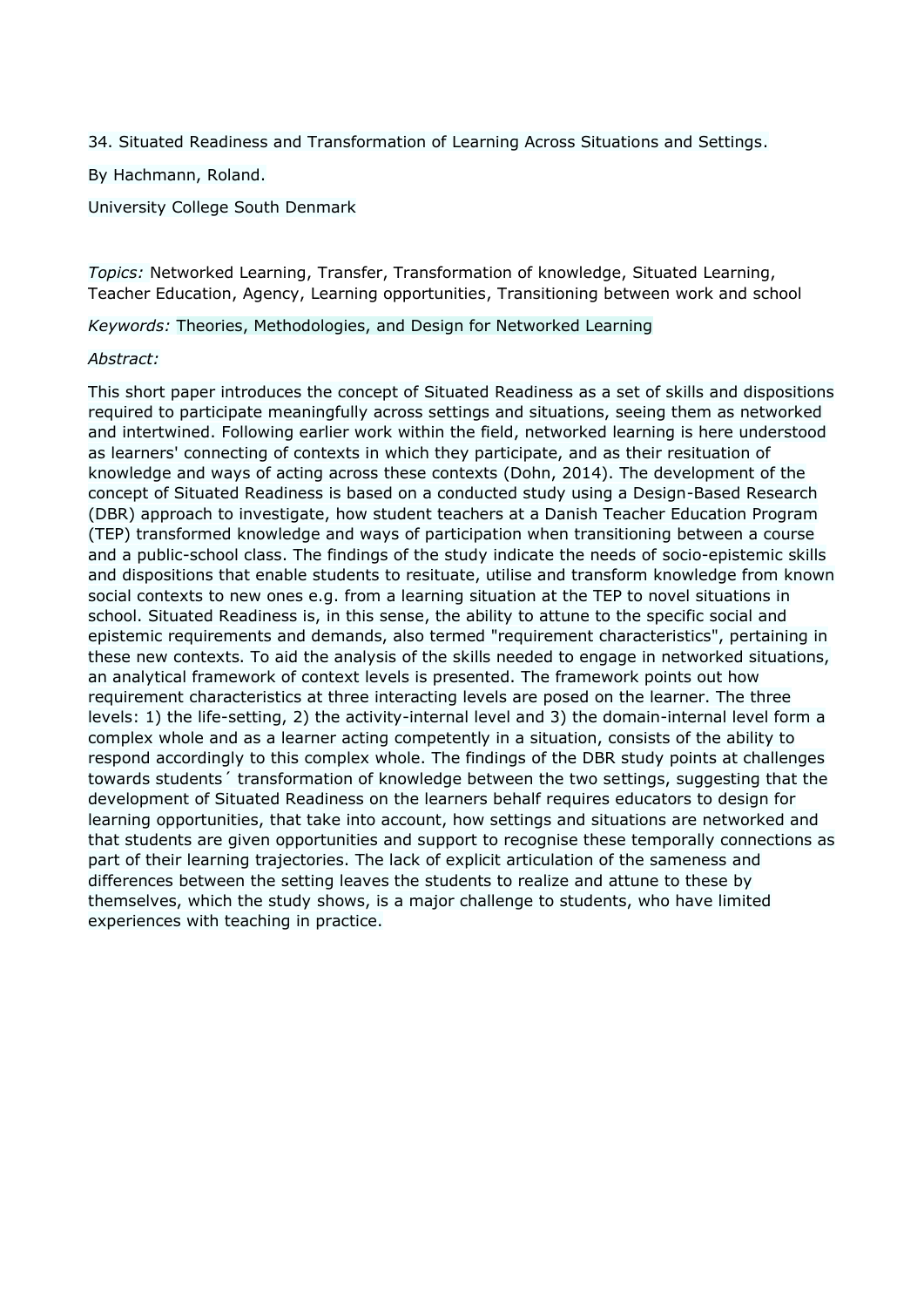34. Situated Readiness and Transformation of Learning Across Situations and Settings.

By Hachmann, Roland.

University College South Denmark

*Topics:* Networked Learning, Transfer, Transformation of knowledge, Situated Learning, Teacher Education, Agency, Learning opportunities, Transitioning between work and school

*Keywords:* Theories, Methodologies, and Design for Networked Learning

*Abstract:*

This short paper introduces the concept of Situated Readiness as a set of skills and dispositions required to participate meaningfully across settings and situations, seeing them as networked and intertwined. Following earlier work within the field, networked learning is here understood as learners' connecting of contexts in which they participate, and as their resituation of knowledge and ways of acting across these contexts (Dohn, 2014). The development of the concept of Situated Readiness is based on a conducted study using a Design-Based Research (DBR) approach to investigate, how student teachers at a Danish Teacher Education Program (TEP) transformed knowledge and ways of participation when transitioning between a course and a public-school class. The findings of the study indicate the needs of socio-epistemic skills and dispositions that enable students to resituate, utilise and transform knowledge from known social contexts to new ones e.g. from a learning situation at the TEP to novel situations in school. Situated Readiness is, in this sense, the ability to attune to the specific social and epistemic requirements and demands, also termed "requirement characteristics", pertaining in these new contexts. To aid the analysis of the skills needed to engage in networked situations, an analytical framework of context levels is presented. The framework points out how requirement characteristics at three interacting levels are posed on the learner. The three levels: 1) the life-setting, 2) the activity-internal level and 3) the domain-internal level form a complex whole and as a learner acting competently in a situation, consists of the ability to respond accordingly to this complex whole. The findings of the DBR study points at challenges towards students´ transformation of knowledge between the two settings, suggesting that the development of Situated Readiness on the learners behalf requires educators to design for learning opportunities, that take into account, how settings and situations are networked and that students are given opportunities and support to recognise these temporally connections as part of their learning trajectories. The lack of explicit articulation of the sameness and differences between the setting leaves the students to realize and attune to these by themselves, which the study shows, is a major challenge to students, who have limited experiences with teaching in practice.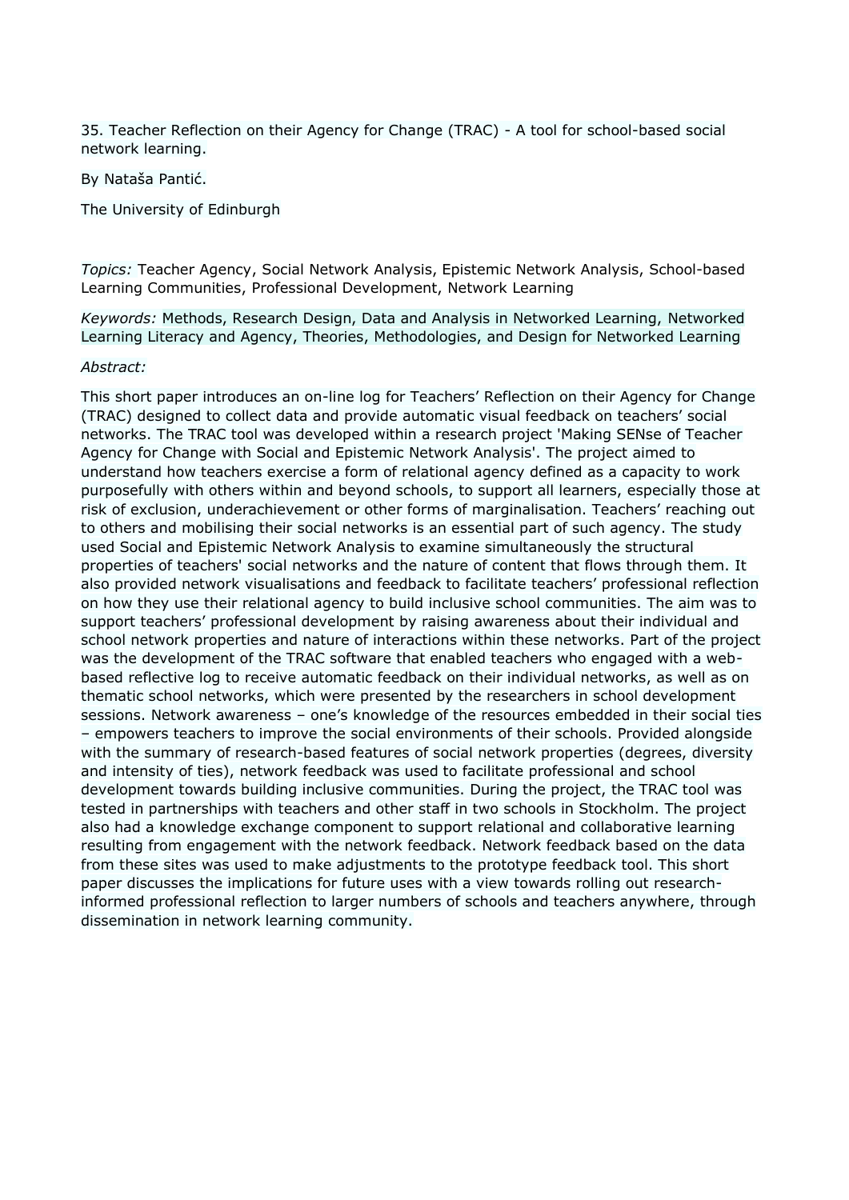35. Teacher Reflection on their Agency for Change (TRAC) - A tool for school-based social network learning.

By Nataša Pantić.

The University of Edinburgh

*Topics:* Teacher Agency, Social Network Analysis, Epistemic Network Analysis, School-based Learning Communities, Professional Development, Network Learning

*Keywords:* Methods, Research Design, Data and Analysis in Networked Learning, Networked Learning Literacy and Agency, Theories, Methodologies, and Design for Networked Learning

*Abstract:*

This short paper introduces an on-line log for Teachers' Reflection on their Agency for Change (TRAC) designed to collect data and provide automatic visual feedback on teachers' social networks. The TRAC tool was developed within a research project 'Making SENse of Teacher Agency for Change with Social and Epistemic Network Analysis'. The project aimed to understand how teachers exercise a form of relational agency defined as a capacity to work purposefully with others within and beyond schools, to support all learners, especially those at risk of exclusion, underachievement or other forms of marginalisation. Teachers' reaching out to others and mobilising their social networks is an essential part of such agency. The study used Social and Epistemic Network Analysis to examine simultaneously the structural properties of teachers' social networks and the nature of content that flows through them. It also provided network visualisations and feedback to facilitate teachers' professional reflection on how they use their relational agency to build inclusive school communities. The aim was to support teachers' professional development by raising awareness about their individual and school network properties and nature of interactions within these networks. Part of the project was the development of the TRAC software that enabled teachers who engaged with a web-based reflective log to receive automatic feedback on their individual networks, as well as on thematic school networks, which were presented by the researchers in school development sessions. Network awareness – one's knowledge of the resources embedded in their social ties – empowers teachers to improve the social environments of their schools. Provided alongside with the summary of research-based features of social network properties (degrees, diversity and intensity of ties), network feedback was used to facilitate professional and school development towards building inclusive communities. During the project, the TRAC tool was tested in partnerships with teachers and other staff in two schools in Stockholm. The project also had a knowledge exchange component to support relational and collaborative learning resulting from engagement with the network feedback. Network feedback based on the data from these sites was used to make adjustments to the prototype feedback tool. This short paper discusses the implications for future uses with a view towards rolling out research-informed professional reflection to larger numbers of schools and teachers anywhere, through dissemination in network learning community.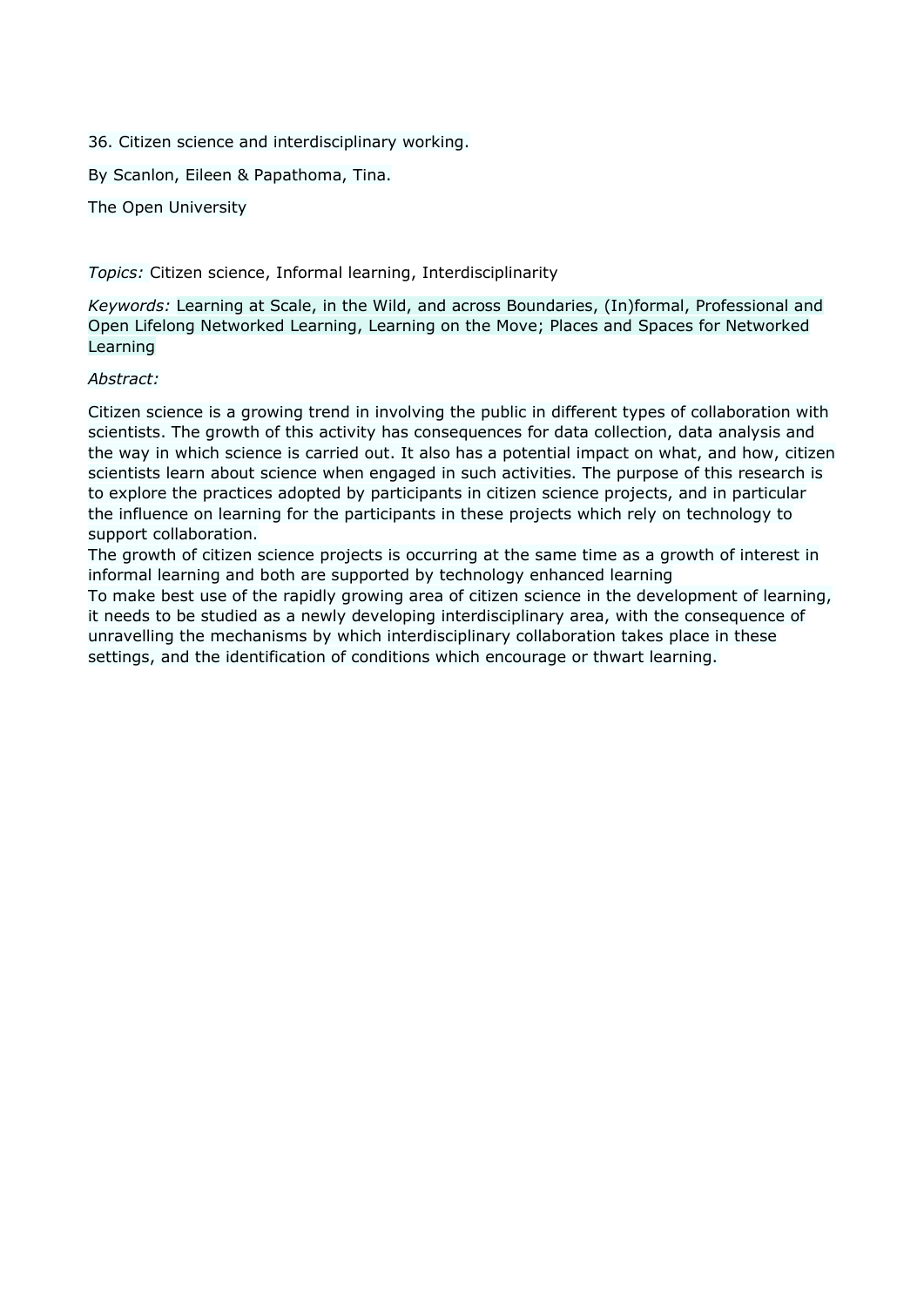36. Citizen science and interdisciplinary working.

By Scanlon, Eileen & Papathoma, Tina.

The Open University

*Topics:* Citizen science, Informal learning, Interdisciplinarity

*Keywords:* Learning at Scale, in the Wild, and across Boundaries, (In)formal, Professional and Open Lifelong Networked Learning, Learning on the Move; Places and Spaces for Networked Learning

*Abstract:*

Citizen science is a growing trend in involving the public in different types of collaboration with scientists. The growth of this activity has consequences for data collection, data analysis and the way in which science is carried out. It also has a potential impact on what, and how, citizen scientists learn about science when engaged in such activities. The purpose of this research is to explore the practices adopted by participants in citizen science projects, and in particular the influence on learning for the participants in these projects which rely on technology to support collaboration.

The growth of citizen science projects is occurring at the same time as a growth of interest in informal learning and both are supported by technology enhanced learning

To make best use of the rapidly growing area of citizen science in the development of learning, it needs to be studied as a newly developing interdisciplinary area, with the consequence of unravelling the mechanisms by which interdisciplinary collaboration takes place in these settings, and the identification of conditions which encourage or thwart learning.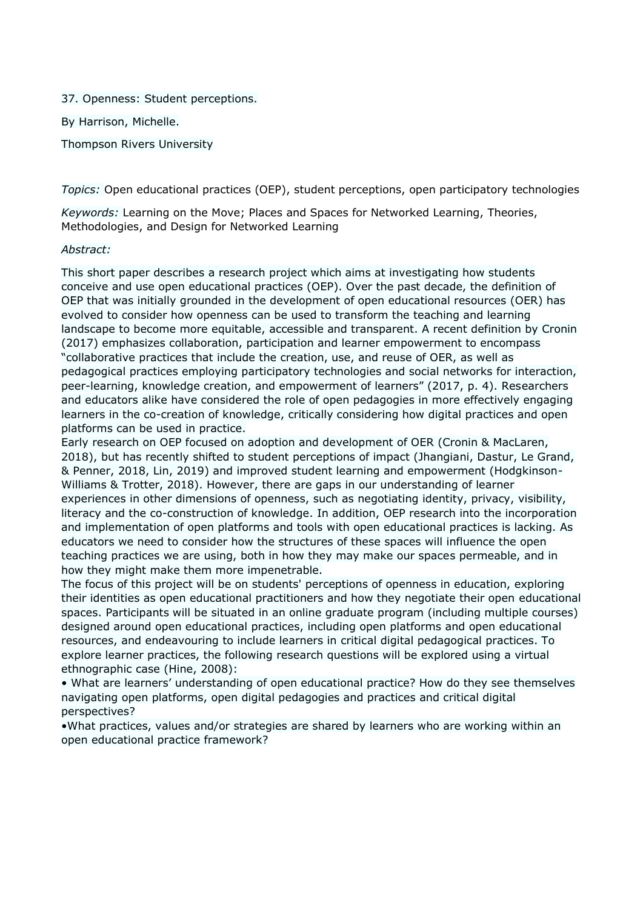## 37. Openness: Student perceptions.

By Harrison, Michelle.

Thompson Rivers University

*Topics:* Open educational practices (OEP), student perceptions, open participatory technologies

*Keywords:* Learning on the Move; Places and Spaces for Networked Learning, Theories, Methodologies, and Design for Networked Learning

*Abstract:*

This short paper describes a research project which aims at investigating how students conceive and use open educational practices (OEP). Over the past decade, the definition of OEP that was initially grounded in the development of open educational resources (OER) has evolved to consider how openness can be used to transform the teaching and learning landscape to become more equitable, accessible and transparent. A recent definition by Cronin (2017) emphasizes collaboration, participation and learner empowerment to encompass "collaborative practices that include the creation, use, and reuse of OER, as well as pedagogical practices employing participatory technologies and social networks for interaction, peer-learning, knowledge creation, and empowerment of learners" (2017, p. 4). Researchers and educators alike have considered the role of open pedagogies in more effectively engaging learners in the co-creation of knowledge, critically considering how digital practices and open platforms can be used in practice.

Early research on OEP focused on adoption and development of OER (Cronin & MacLaren, 2018), but has recently shifted to student perceptions of impact (Jhangiani, Dastur, Le Grand, & Penner, 2018, Lin, 2019) and improved student learning and empowerment (Hodgkinson-Williams & Trotter, 2018). However, there are gaps in our understanding of learner experiences in other dimensions of openness, such as negotiating identity, privacy, visibility, literacy and the co-construction of knowledge. In addition, OEP research into the incorporation and implementation of open platforms and tools with open educational practices is lacking. As educators we need to consider how the structures of these spaces will influence the open teaching practices we are using, both in how they may make our spaces permeable, and in how they might make them more impenetrable.

The focus of this project will be on students' perceptions of openness in education, exploring their identities as open educational practitioners and how they negotiate their open educational spaces. Participants will be situated in an online graduate program (including multiple courses) designed around open educational practices, including open platforms and open educational resources, and endeavouring to include learners in critical digital pedagogical practices. To explore learner practices, the following research questions will be explored using a virtual ethnographic case (Hine, 2008):

- What are learners' understanding of open educational practice? How do they see themselves navigating open platforms, open digital pedagogies and practices and critical digital perspectives?
- What practices, values and/or strategies are shared by learners who are working within an open educational practice framework?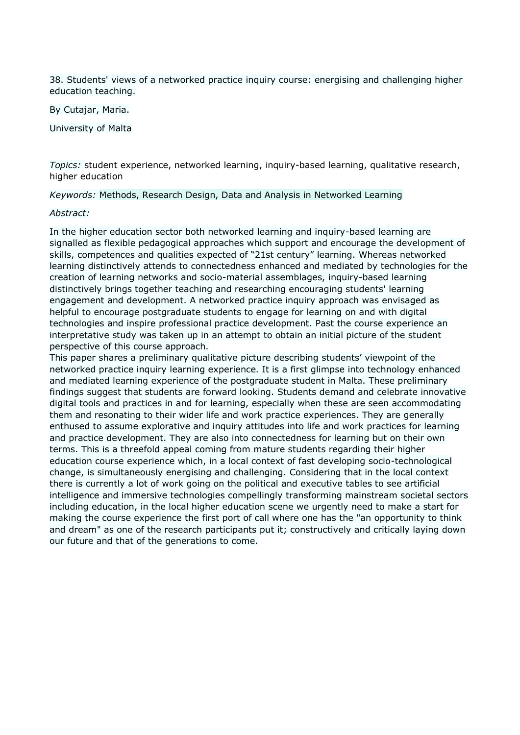38. Students' views of a networked practice inquiry course: energising and challenging higher education teaching.

By Cutajar, Maria.

University of Malta

*Topics:* student experience, networked learning, inquiry-based learning, qualitative research, higher education

*Keywords:* Methods, Research Design, Data and Analysis in Networked Learning

*Abstract:*

In the higher education sector both networked learning and inquiry-based learning are signalled as flexible pedagogical approaches which support and encourage the development of skills, competences and qualities expected of “21st century” learning. Whereas networked learning distinctively attends to connectedness enhanced and mediated by technologies for the creation of learning networks and socio-material assemblages, inquiry-based learning distinctively brings together teaching and researching encouraging students' learning engagement and development. A networked practice inquiry approach was envisaged as helpful to encourage postgraduate students to engage for learning on and with digital technologies and inspire professional practice development. Past the course experience an interpretative study was taken up in an attempt to obtain an initial picture of the student perspective of this course approach.
This paper shares a preliminary qualitative picture describing students’ viewpoint of the networked practice inquiry learning experience. It is a first glimpse into technology enhanced and mediated learning experience of the postgraduate student in Malta. These preliminary findings suggest that students are forward looking. Students demand and celebrate innovative digital tools and practices in and for learning, especially when these are seen accommodating them and resonating to their wider life and work practice experiences. They are generally enthused to assume explorative and inquiry attitudes into life and work practices for learning and practice development. They are also into connectedness for learning but on their own terms. This is a threefold appeal coming from mature students regarding their higher education course experience which, in a local context of fast developing socio-technological change, is simultaneously energising and challenging. Considering that in the local context there is currently a lot of work going on the political and executive tables to see artificial intelligence and immersive technologies compellingly transforming mainstream societal sectors including education, in the local higher education scene we urgently need to make a start for making the course experience the first port of call where one has the "an opportunity to think and dream" as one of the research participants put it; constructively and critically laying down our future and that of the generations to come.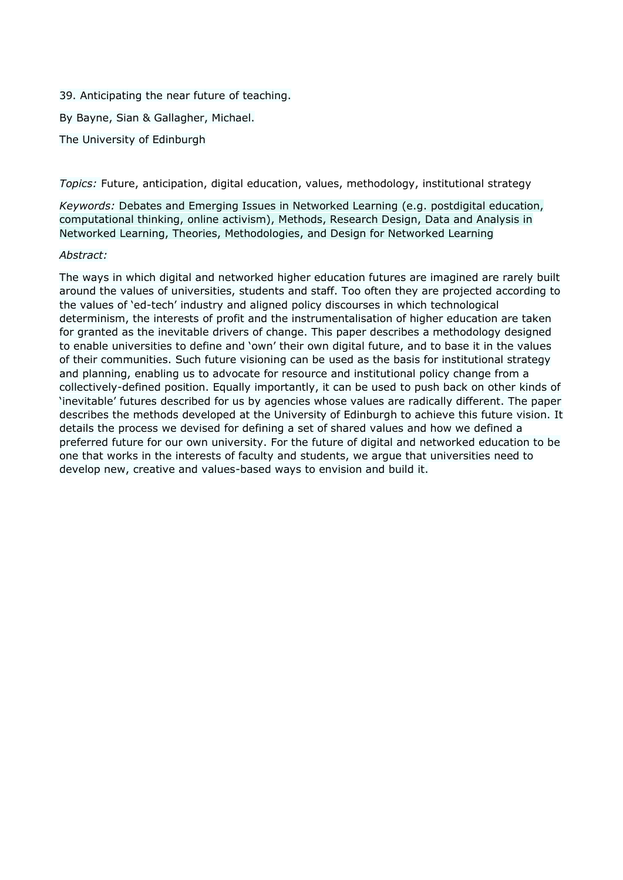39. Anticipating the near future of teaching.

By Bayne, Sian & Gallagher, Michael.

The University of Edinburgh

*Topics:* Future, anticipation, digital education, values, methodology, institutional strategy

*Keywords:* Debates and Emerging Issues in Networked Learning (e.g. postdigital education, computational thinking, online activism), Methods, Research Design, Data and Analysis in Networked Learning, Theories, Methodologies, and Design for Networked Learning

*Abstract:*

The ways in which digital and networked higher education futures are imagined are rarely built around the values of universities, students and staff. Too often they are projected according to the values of 'ed-tech' industry and aligned policy discourses in which technological determinism, the interests of profit and the instrumentalisation of higher education are taken for granted as the inevitable drivers of change. This paper describes a methodology designed to enable universities to define and 'own' their own digital future, and to base it in the values of their communities. Such future visioning can be used as the basis for institutional strategy and planning, enabling us to advocate for resource and institutional policy change from a collectively-defined position. Equally importantly, it can be used to push back on other kinds of 'inevitable' futures described for us by agencies whose values are radically different. The paper describes the methods developed at the University of Edinburgh to achieve this future vision. It details the process we devised for defining a set of shared values and how we defined a preferred future for our own university. For the future of digital and networked education to be one that works in the interests of faculty and students, we argue that universities need to develop new, creative and values-based ways to envision and build it.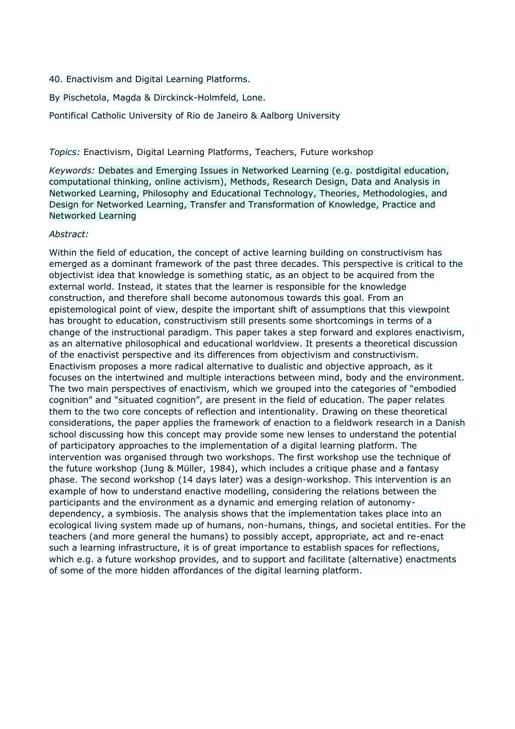40. Enactivism and Digital Learning Platforms.

By Pischetola, Magda & Dirckinck-Holmfeld, Lone.

Pontifical Catholic University of Rio de Janeiro & Aalborg University

*Topics:* Enactivism, Digital Learning Platforms, Teachers, Future workshop

*Keywords:* Debates and Emerging Issues in Networked Learning (e.g. postdigital education, computational thinking, online activism), Methods, Research Design, Data and Analysis in Networked Learning, Philosophy and Educational Technology, Theories, Methodologies, and Design for Networked Learning, Transfer and Transformation of Knowledge, Practice and Networked Learning

*Abstract:*

Within the field of education, the concept of active learning building on constructivism has emerged as a dominant framework of the past three decades. This perspective is critical to the objectivist idea that knowledge is something static, as an object to be acquired from the external world. Instead, it states that the learner is responsible for the knowledge construction, and therefore shall become autonomous towards this goal. From an epistemological point of view, despite the important shift of assumptions that this viewpoint has brought to education, constructivism still presents some shortcomings in terms of a change of the instructional paradigm. This paper takes a step forward and explores enactivism, as an alternative philosophical and educational worldview. It presents a theoretical discussion of the enactivist perspective and its differences from objectivism and constructivism. Enactivism proposes a more radical alternative to dualistic and objective approach, as it focuses on the intertwined and multiple interactions between mind, body and the environment. The two main perspectives of enactivism, which we grouped into the categories of "embodied cognition" and "situated cognition", are present in the field of education. The paper relates them to the two core concepts of reflection and intentionality. Drawing on these theoretical considerations, the paper applies the framework of enaction to a fieldwork research in a Danish school discussing how this concept may provide some new lenses to understand the potential of participatory approaches to the implementation of a digital learning platform. The intervention was organised through two workshops. The first workshop use the technique of the future workshop (Jung & Müller, 1984), which includes a critique phase and a fantasy phase. The second workshop (14 days later) was a design-workshop. This intervention is an example of how to understand enactive modelling, considering the relations between the participants and the environment as a dynamic and emerging relation of autonomy-dependency, a symbiosis. The analysis shows that the implementation takes place into an ecological living system made up of humans, non-humans, things, and societal entities. For the teachers (and more general the humans) to possibly accept, appropriate, act and re-enact such a learning infrastructure, it is of great importance to establish spaces for reflections, which e.g. a future workshop provides, and to support and facilitate (alternative) enactments of some of the more hidden affordances of the digital learning platform.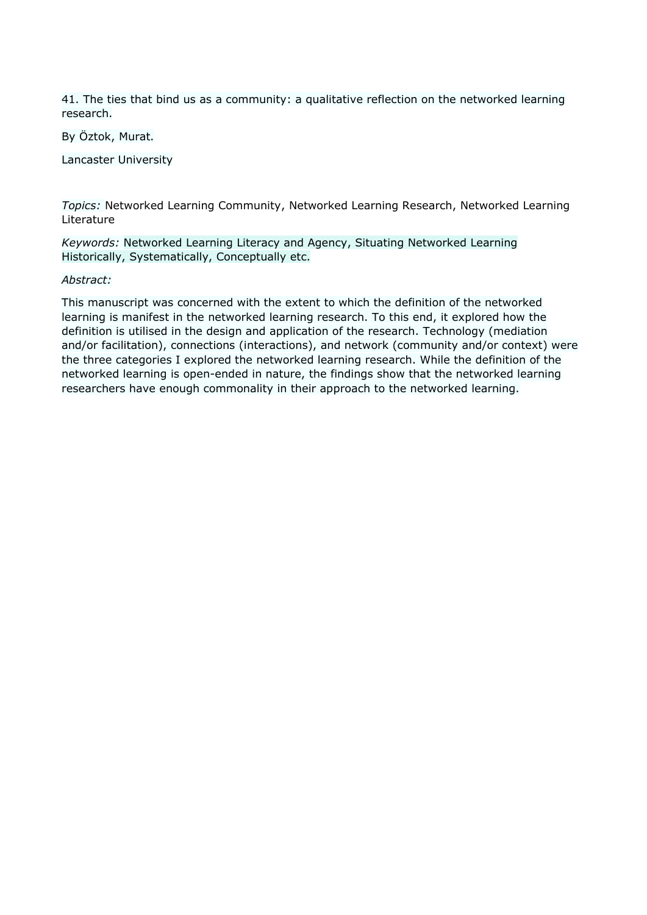41. The ties that bind us as a community: a qualitative reflection on the networked learning research.

By Öztok, Murat.

Lancaster University

*Topics:* Networked Learning Community, Networked Learning Research, Networked Learning Literature

*Keywords:* Networked Learning Literacy and Agency, Situating Networked Learning Historically, Systematically, Conceptually etc.

*Abstract:*

This manuscript was concerned with the extent to which the definition of the networked learning is manifest in the networked learning research. To this end, it explored how the definition is utilised in the design and application of the research. Technology (mediation and/or facilitation), connections (interactions), and network (community and/or context) were the three categories I explored the networked learning research. While the definition of the networked learning is open-ended in nature, the findings show that the networked learning researchers have enough commonality in their approach to the networked learning.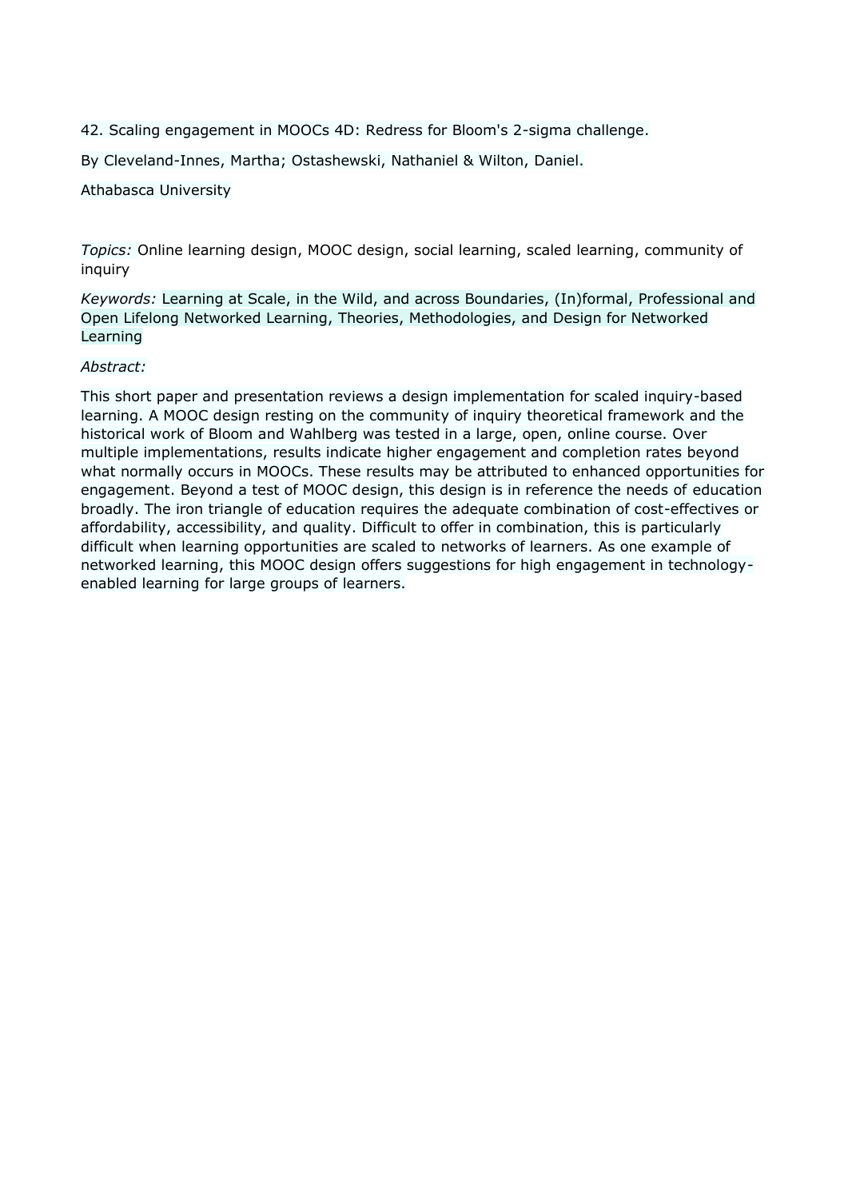42. Scaling engagement in MOOCs 4D: Redress for Bloom's 2-sigma challenge.

By Cleveland-Innes, Martha; Ostashewski, Nathaniel & Wilton, Daniel.

Athabasca University

*Topics:* Online learning design, MOOC design, social learning, scaled learning, community of inquiry

*Keywords:* Learning at Scale, in the Wild, and across Boundaries, (In)formal, Professional and Open Lifelong Networked Learning, Theories, Methodologies, and Design for Networked Learning

*Abstract:*

This short paper and presentation reviews a design implementation for scaled inquiry-based learning. A MOOC design resting on the community of inquiry theoretical framework and the historical work of Bloom and Wahlberg was tested in a large, open, online course. Over multiple implementations, results indicate higher engagement and completion rates beyond what normally occurs in MOOCs. These results may be attributed to enhanced opportunities for engagement. Beyond a test of MOOC design, this design is in reference the needs of education broadly. The iron triangle of education requires the adequate combination of cost-effectives or affordability, accessibility, and quality. Difficult to offer in combination, this is particularly difficult when learning opportunities are scaled to networks of learners. As one example of networked learning, this MOOC design offers suggestions for high engagement in technology-enabled learning for large groups of learners.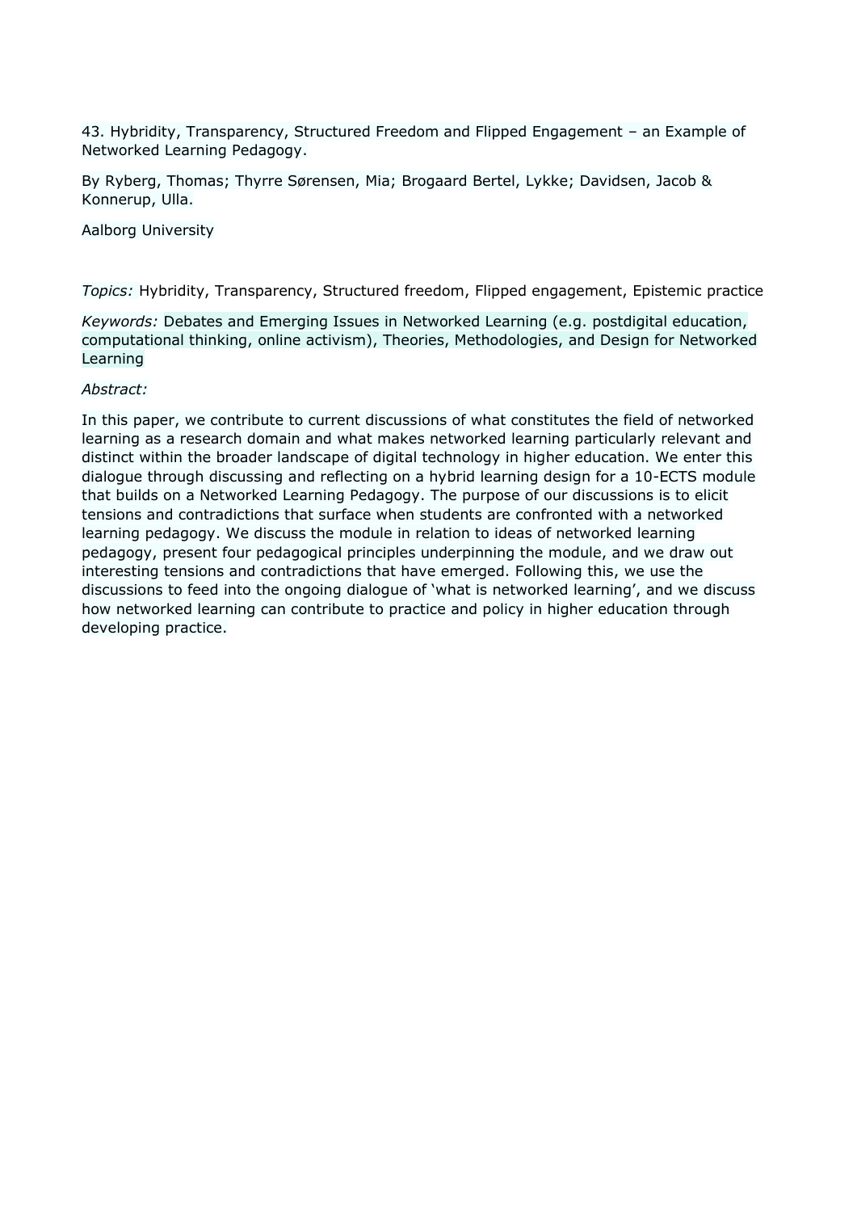43. Hybridity, Transparency, Structured Freedom and Flipped Engagement – an Example of Networked Learning Pedagogy.

By Ryberg, Thomas; Thyrre Sørensen, Mia; Brogaard Bertel, Lykke; Davidsen, Jacob & Konnerup, Ulla.

Aalborg University

*Topics:* Hybridity, Transparency, Structured freedom, Flipped engagement, Epistemic practice

*Keywords:* Debates and Emerging Issues in Networked Learning (e.g. postdigital education, computational thinking, online activism), Theories, Methodologies, and Design for Networked Learning

*Abstract:*

In this paper, we contribute to current discussions of what constitutes the field of networked learning as a research domain and what makes networked learning particularly relevant and distinct within the broader landscape of digital technology in higher education. We enter this dialogue through discussing and reflecting on a hybrid learning design for a 10-ECTS module that builds on a Networked Learning Pedagogy. The purpose of our discussions is to elicit tensions and contradictions that surface when students are confronted with a networked learning pedagogy. We discuss the module in relation to ideas of networked learning pedagogy, present four pedagogical principles underpinning the module, and we draw out interesting tensions and contradictions that have emerged. Following this, we use the discussions to feed into the ongoing dialogue of 'what is networked learning', and we discuss how networked learning can contribute to practice and policy in higher education through developing practice.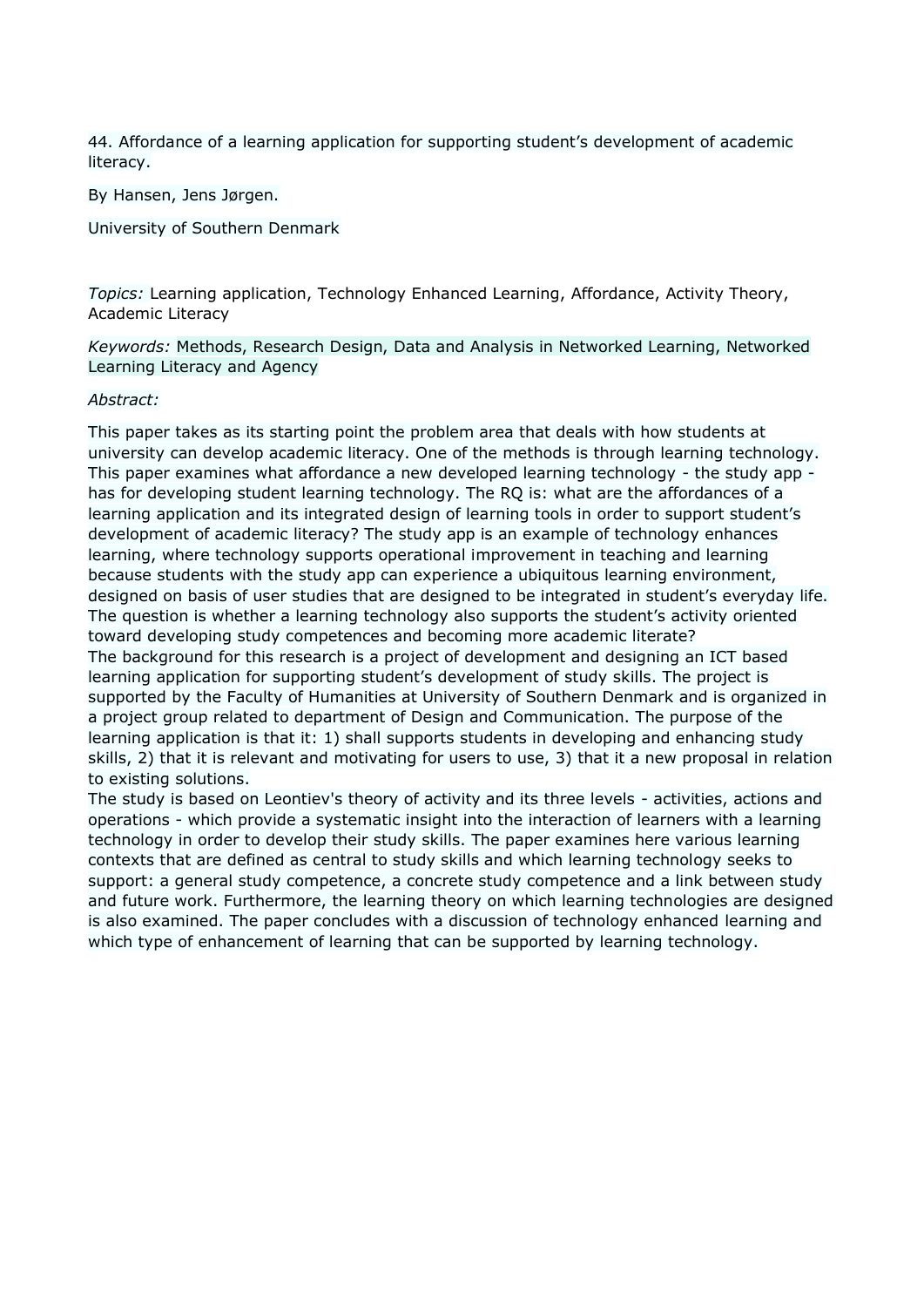44. Affordance of a learning application for supporting student's development of academic literacy.

By Hansen, Jens Jørgen.

University of Southern Denmark

*Topics:* Learning application, Technology Enhanced Learning, Affordance, Activity Theory, Academic Literacy

*Keywords:* Methods, Research Design, Data and Analysis in Networked Learning, Networked Learning Literacy and Agency

*Abstract:*

This paper takes as its starting point the problem area that deals with how students at university can develop academic literacy. One of the methods is through learning technology. This paper examines what affordance a new developed learning technology - the study app - has for developing student learning technology. The RQ is: what are the affordances of a learning application and its integrated design of learning tools in order to support student's development of academic literacy? The study app is an example of technology enhances learning, where technology supports operational improvement in teaching and learning because students with the study app can experience a ubiquitous learning environment, designed on basis of user studies that are designed to be integrated in student's everyday life. The question is whether a learning technology also supports the student's activity oriented toward developing study competences and becoming more academic literate?
The background for this research is a project of development and designing an ICT based learning application for supporting student's development of study skills. The project is supported by the Faculty of Humanities at University of Southern Denmark and is organized in a project group related to department of Design and Communication. The purpose of the learning application is that it: 1) shall supports students in developing and enhancing study skills, 2) that it is relevant and motivating for users to use, 3) that it a new proposal in relation to existing solutions.
The study is based on Leontiev's theory of activity and its three levels - activities, actions and operations - which provide a systematic insight into the interaction of learners with a learning technology in order to develop their study skills. The paper examines here various learning contexts that are defined as central to study skills and which learning technology seeks to support: a general study competence, a concrete study competence and a link between study and future work. Furthermore, the learning theory on which learning technologies are designed is also examined. The paper concludes with a discussion of technology enhanced learning and which type of enhancement of learning that can be supported by learning technology.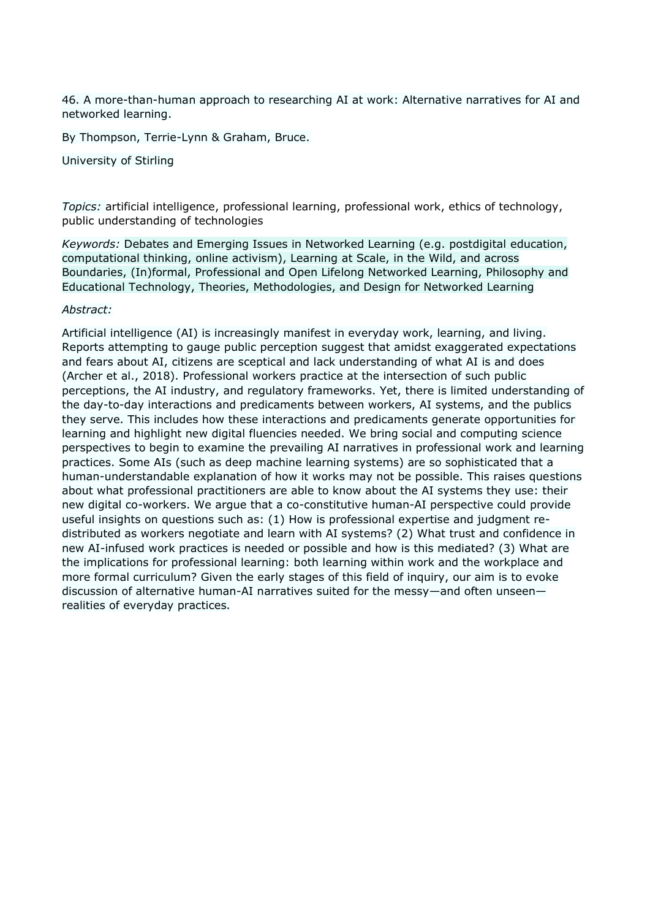46. A more-than-human approach to researching AI at work: Alternative narratives for AI and networked learning.

By Thompson, Terrie-Lynn & Graham, Bruce.

University of Stirling

*Topics:* artificial intelligence, professional learning, professional work, ethics of technology, public understanding of technologies

*Keywords:* Debates and Emerging Issues in Networked Learning (e.g. postdigital education, computational thinking, online activism), Learning at Scale, in the Wild, and across Boundaries, (In)formal, Professional and Open Lifelong Networked Learning, Philosophy and Educational Technology, Theories, Methodologies, and Design for Networked Learning

*Abstract:*

Artificial intelligence (AI) is increasingly manifest in everyday work, learning, and living. Reports attempting to gauge public perception suggest that amidst exaggerated expectations and fears about AI, citizens are sceptical and lack understanding of what AI is and does (Archer et al., 2018). Professional workers practice at the intersection of such public perceptions, the AI industry, and regulatory frameworks. Yet, there is limited understanding of the day-to-day interactions and predicaments between workers, AI systems, and the publics they serve. This includes how these interactions and predicaments generate opportunities for learning and highlight new digital fluencies needed. We bring social and computing science perspectives to begin to examine the prevailing AI narratives in professional work and learning practices. Some AIs (such as deep machine learning systems) are so sophisticated that a human-understandable explanation of how it works may not be possible. This raises questions about what professional practitioners are able to know about the AI systems they use: their new digital co-workers. We argue that a co-constitutive human-AI perspective could provide useful insights on questions such as: (1) How is professional expertise and judgment re-distributed as workers negotiate and learn with AI systems? (2) What trust and confidence in new AI-infused work practices is needed or possible and how is this mediated? (3) What are the implications for professional learning: both learning within work and the workplace and more formal curriculum? Given the early stages of this field of inquiry, our aim is to evoke discussion of alternative human-AI narratives suited for the messy—and often unseen—realities of everyday practices.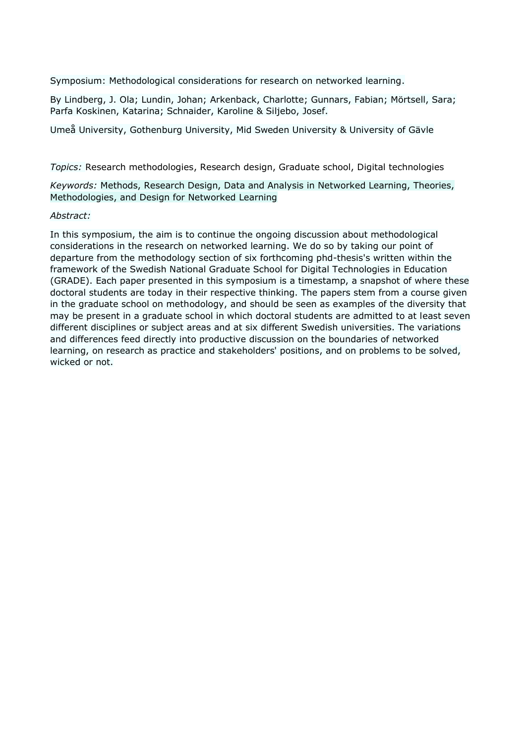Symposium: Methodological considerations for research on networked learning.

By Lindberg, J. Ola; Lundin, Johan; Arkenback, Charlotte; Gunnars, Fabian; Mörtsell, Sara; Parfa Koskinen, Katarina; Schnaider, Karoline & Siljebo, Josef.

Umeå University, Gothenburg University, Mid Sweden University & University of Gävle

*Topics:* Research methodologies, Research design, Graduate school, Digital technologies

*Keywords:* Methods, Research Design, Data and Analysis in Networked Learning, Theories, Methodologies, and Design for Networked Learning

*Abstract:*

In this symposium, the aim is to continue the ongoing discussion about methodological considerations in the research on networked learning. We do so by taking our point of departure from the methodology section of six forthcoming phd-thesis's written within the framework of the Swedish National Graduate School for Digital Technologies in Education (GRADE). Each paper presented in this symposium is a timestamp, a snapshot of where these doctoral students are today in their respective thinking. The papers stem from a course given in the graduate school on methodology, and should be seen as examples of the diversity that may be present in a graduate school in which doctoral students are admitted to at least seven different disciplines or subject areas and at six different Swedish universities. The variations and differences feed directly into productive discussion on the boundaries of networked learning, on research as practice and stakeholders' positions, and on problems to be solved, wicked or not.